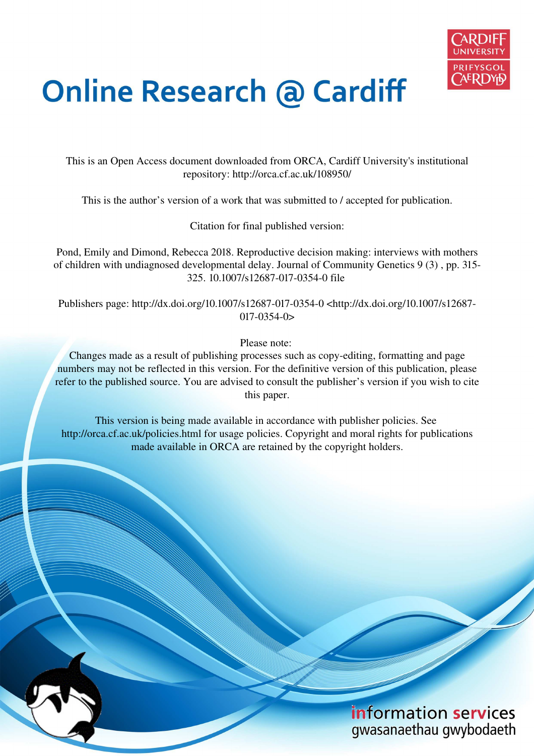# Online Research @ Cardiff

This is an Open Access document downloaded from ORCA, Cardiff University's institutional repository: http://orca.cf.ac.uk/108950/

This is the author's version of a work that was submitted to / accepted for publication.

Citation for final published version:

Pond, Emily and Dimond, Rebecca 2018. Reproductive decision making: interviews with mothers of children with undiagnosed developmental delay. Journal of Community Genetics 9 (3) , pp. 315-325. 10.1007/s12687-017-0354-0 file

Publishers page: http://dx.doi.org/10.1007/s12687-017-0354-0 <http://dx.doi.org/10.1007/s12687-017-0354-0>

Please note:
Changes made as a result of publishing processes such as copy-editing, formatting and page numbers may not be reflected in this version. For the definitive version of this publication, please refer to the published source. You are advised to consult the publisher's version if you wish to cite this paper.

This version is being made available in accordance with publisher policies. See http://orca.cf.ac.uk/policies.html for usage policies. Copyright and moral rights for publications made available in ORCA are retained by the copyright holders.

information services
gwasanaethau gwybodaeth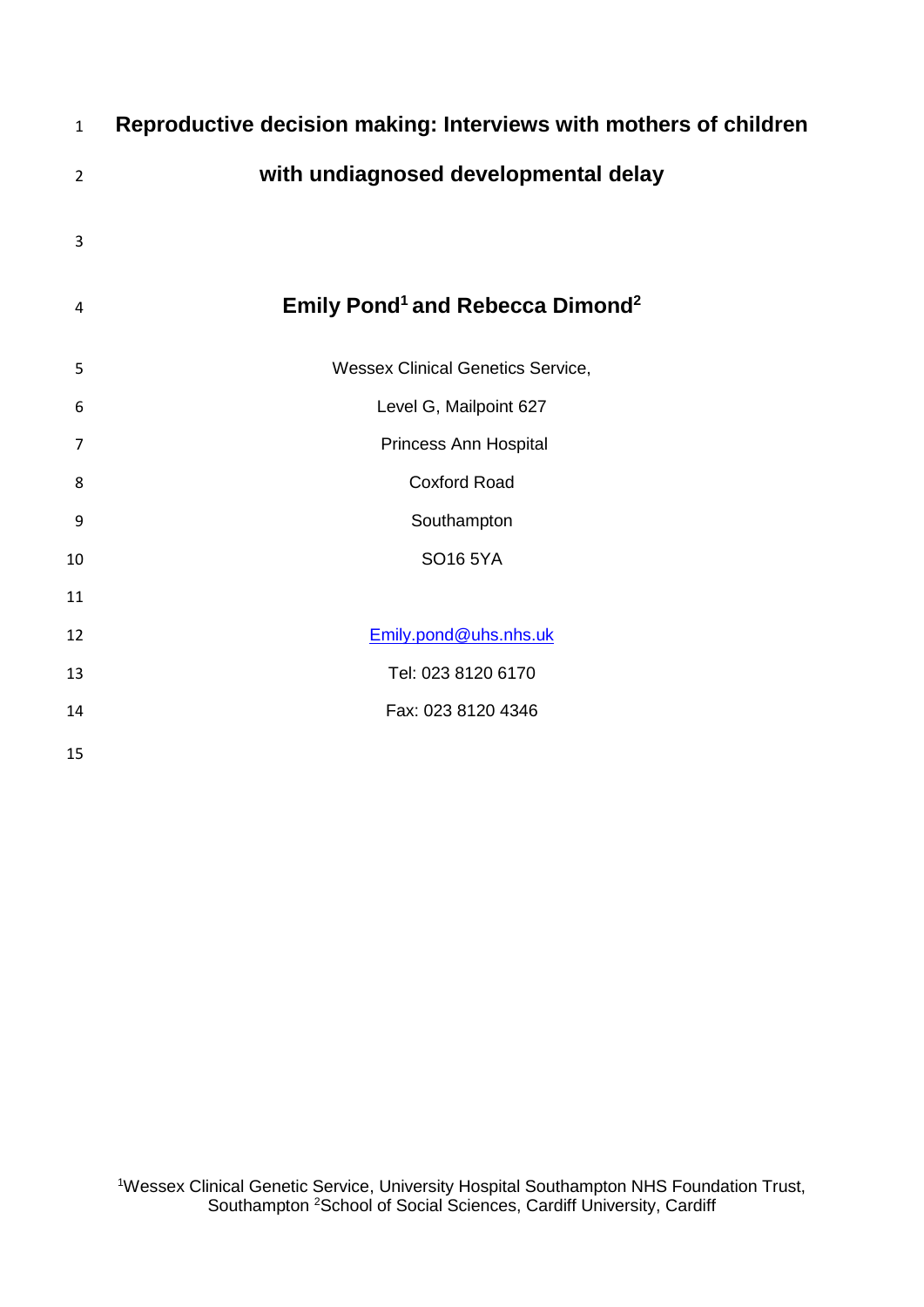# Reproductive decision making: Interviews with mothers of children with undiagnosed developmental delay

**Emily Pond[1] and Rebecca Dimond[2]**

Wessex Clinical Genetics Service,

Level G, Mailpoint 627

Princess Ann Hospital

Coxford Road

Southampton

SO16 5YA

Emily.pond@uhs.nhs.uk

Tel: 023 8120 6170

Fax: 023 8120 4346

[1]Wessex Clinical Genetic Service, University Hospital Southampton NHS Foundation Trust, Southampton [2]School of Social Sciences, Cardiff University, Cardiff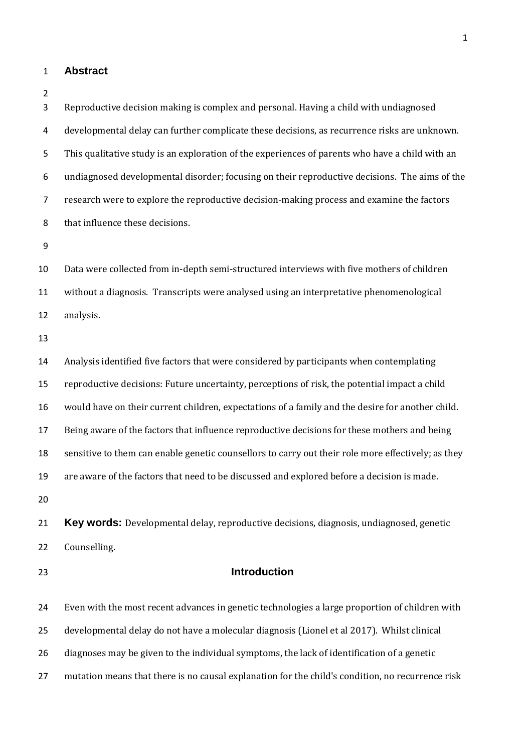## Abstract

Reproductive decision making is complex and personal. Having a child with undiagnosed developmental delay can further complicate these decisions, as recurrence risks are unknown. This qualitative study is an exploration of the experiences of parents who have a child with an undiagnosed developmental disorder; focusing on their reproductive decisions. The aims of the research were to explore the reproductive decision-making process and examine the factors that influence these decisions.

Data were collected from in-depth semi-structured interviews with five mothers of children without a diagnosis. Transcripts were analysed using an interpretative phenomenological analysis.

Analysis identified five factors that were considered by participants when contemplating reproductive decisions: Future uncertainty, perceptions of risk, the potential impact a child would have on their current children, expectations of a family and the desire for another child. Being aware of the factors that influence reproductive decisions for these mothers and being sensitive to them can enable genetic counsellors to carry out their role more effectively; as they are aware of the factors that need to be discussed and explored before a decision is made.

**Key words:** Developmental delay, reproductive decisions, diagnosis, undiagnosed, genetic Counselling.

## Introduction

Even with the most recent advances in genetic technologies a large proportion of children with developmental delay do not have a molecular diagnosis (Lionel et al 2017). Whilst clinical diagnoses may be given to the individual symptoms, the lack of identification of a genetic mutation means that there is no causal explanation for the child's condition, no recurrence risk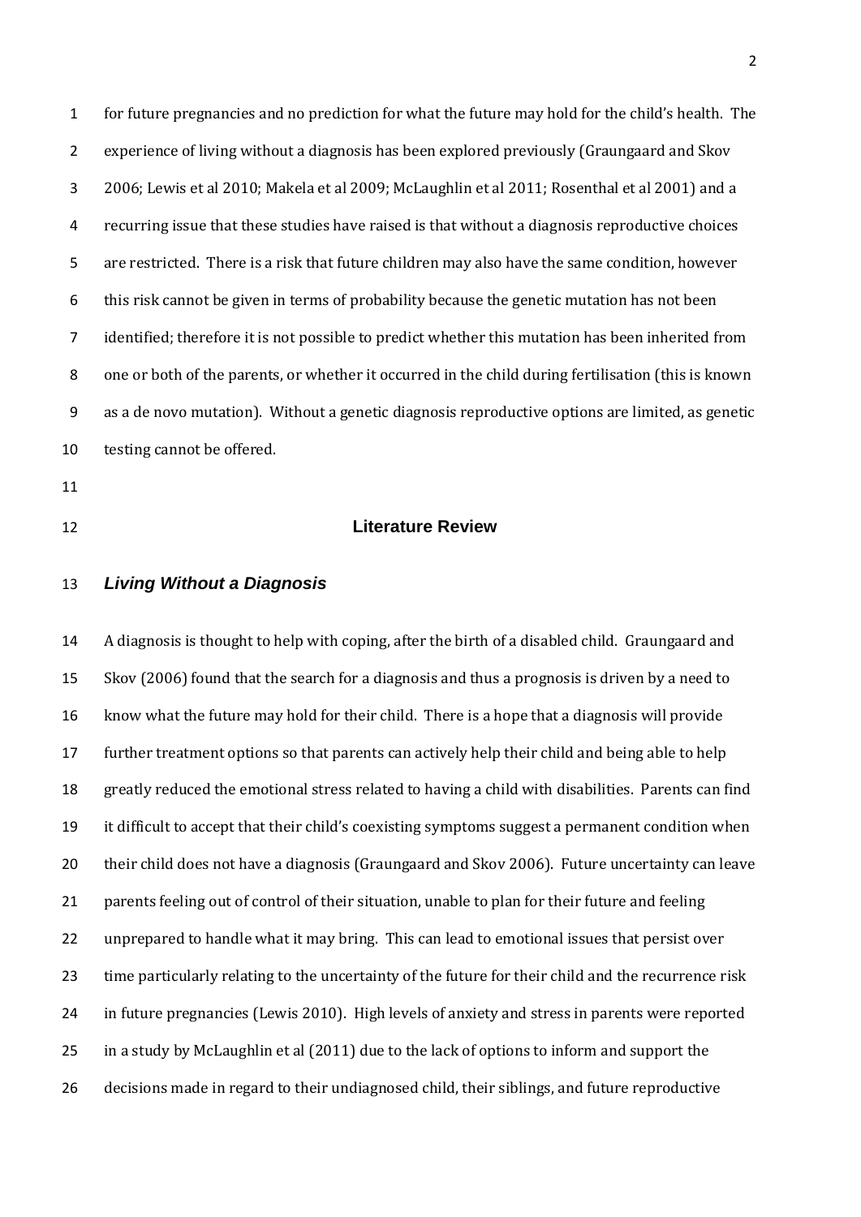for future pregnancies and no prediction for what the future may hold for the child's health. The experience of living without a diagnosis has been explored previously (Graungaard and Skov 2006; Lewis et al 2010; Makela et al 2009; McLaughlin et al 2011; Rosenthal et al 2001) and a recurring issue that these studies have raised is that without a diagnosis reproductive choices are restricted. There is a risk that future children may also have the same condition, however this risk cannot be given in terms of probability because the genetic mutation has not been identified; therefore it is not possible to predict whether this mutation has been inherited from one or both of the parents, or whether it occurred in the child during fertilisation (this is known as a de novo mutation). Without a genetic diagnosis reproductive options are limited, as genetic testing cannot be offered.

## Literature Review

### *Living Without a Diagnosis*

A diagnosis is thought to help with coping, after the birth of a disabled child. Graungaard and Skov (2006) found that the search for a diagnosis and thus a prognosis is driven by a need to know what the future may hold for their child. There is a hope that a diagnosis will provide further treatment options so that parents can actively help their child and being able to help greatly reduced the emotional stress related to having a child with disabilities. Parents can find it difficult to accept that their child's coexisting symptoms suggest a permanent condition when their child does not have a diagnosis (Graungaard and Skov 2006). Future uncertainty can leave parents feeling out of control of their situation, unable to plan for their future and feeling unprepared to handle what it may bring. This can lead to emotional issues that persist over time particularly relating to the uncertainty of the future for their child and the recurrence risk in future pregnancies (Lewis 2010). High levels of anxiety and stress in parents were reported in a study by McLaughlin et al (2011) due to the lack of options to inform and support the decisions made in regard to their undiagnosed child, their siblings, and future reproductive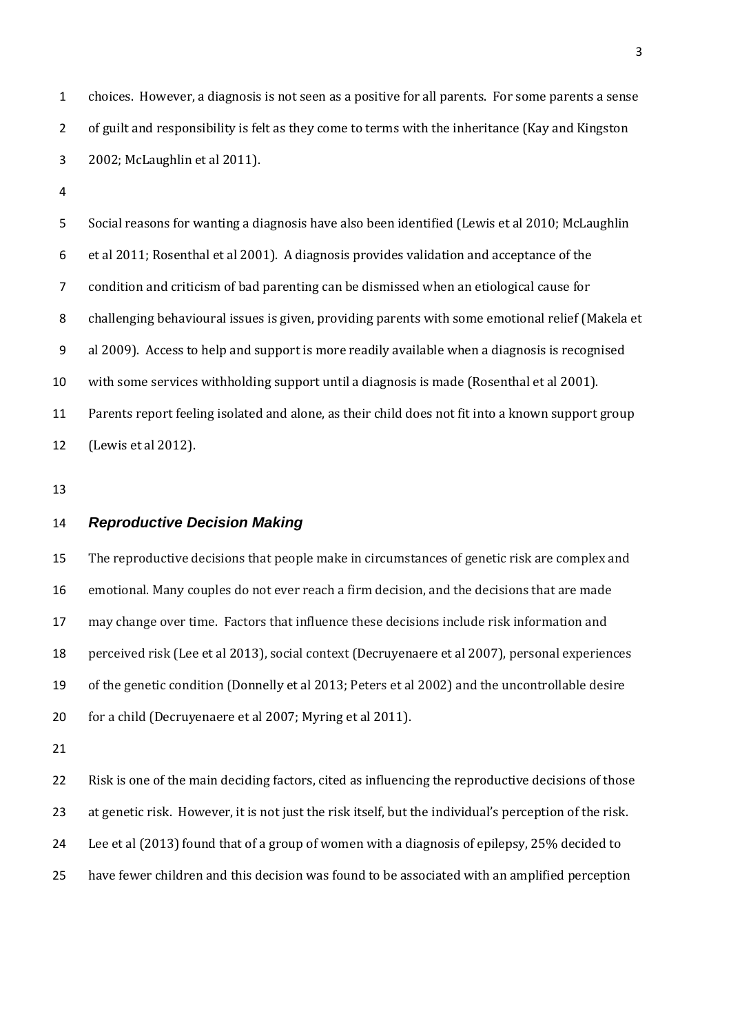choices. However, a diagnosis is not seen as a positive for all parents. For some parents a sense of guilt and responsibility is felt as they come to terms with the inheritance (Kay and Kingston 2002; McLaughlin et al 2011).

Social reasons for wanting a diagnosis have also been identified (Lewis et al 2010; McLaughlin et al 2011; Rosenthal et al 2001). A diagnosis provides validation and acceptance of the condition and criticism of bad parenting can be dismissed when an etiological cause for challenging behavioural issues is given, providing parents with some emotional relief (Makela et al 2009). Access to help and support is more readily available when a diagnosis is recognised with some services withholding support until a diagnosis is made (Rosenthal et al 2001). Parents report feeling isolated and alone, as their child does not fit into a known support group (Lewis et al 2012).

### *Reproductive Decision Making*

The reproductive decisions that people make in circumstances of genetic risk are complex and emotional. Many couples do not ever reach a firm decision, and the decisions that are made may change over time. Factors that influence these decisions include risk information and perceived risk (Lee et al 2013), social context (Decruyenaere et al 2007), personal experiences of the genetic condition (Donnelly et al 2013; Peters et al 2002) and the uncontrollable desire for a child (Decruyenaere et al 2007; Myring et al 2011).

Risk is one of the main deciding factors, cited as influencing the reproductive decisions of those at genetic risk. However, it is not just the risk itself, but the individual's perception of the risk. Lee et al (2013) found that of a group of women with a diagnosis of epilepsy, 25% decided to have fewer children and this decision was found to be associated with an amplified perception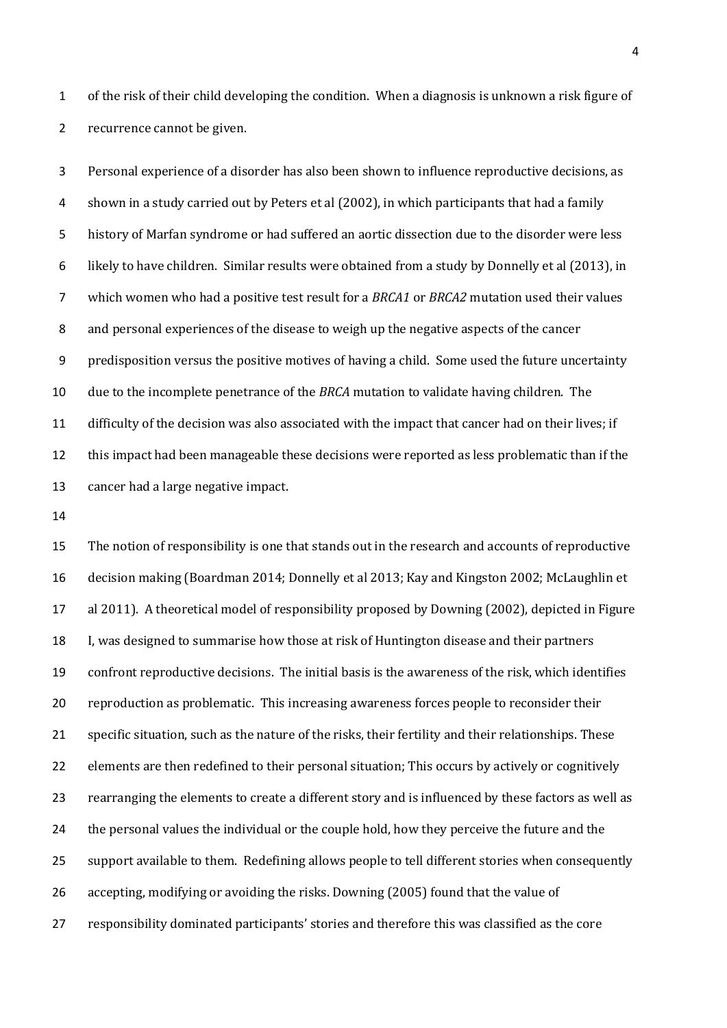of the risk of their child developing the condition. When a diagnosis is unknown a risk figure of recurrence cannot be given.

Personal experience of a disorder has also been shown to influence reproductive decisions, as shown in a study carried out by Peters et al (2002), in which participants that had a family history of Marfan syndrome or had suffered an aortic dissection due to the disorder were less likely to have children. Similar results were obtained from a study by Donnelly et al (2013), in which women who had a positive test result for a *BRCA1* or *BRCA2* mutation used their values and personal experiences of the disease to weigh up the negative aspects of the cancer predisposition versus the positive motives of having a child. Some used the future uncertainty due to the incomplete penetrance of the *BRCA* mutation to validate having children. The difficulty of the decision was also associated with the impact that cancer had on their lives; if this impact had been manageable these decisions were reported as less problematic than if the cancer had a large negative impact.

The notion of responsibility is one that stands out in the research and accounts of reproductive decision making (Boardman 2014; Donnelly et al 2013; Kay and Kingston 2002; McLaughlin et al 2011). A theoretical model of responsibility proposed by Downing (2002), depicted in Figure I, was designed to summarise how those at risk of Huntington disease and their partners confront reproductive decisions. The initial basis is the awareness of the risk, which identifies reproduction as problematic. This increasing awareness forces people to reconsider their specific situation, such as the nature of the risks, their fertility and their relationships. These elements are then redefined to their personal situation; This occurs by actively or cognitively rearranging the elements to create a different story and is influenced by these factors as well as the personal values the individual or the couple hold, how they perceive the future and the support available to them. Redefining allows people to tell different stories when consequently accepting, modifying or avoiding the risks. Downing (2005) found that the value of responsibility dominated participants' stories and therefore this was classified as the core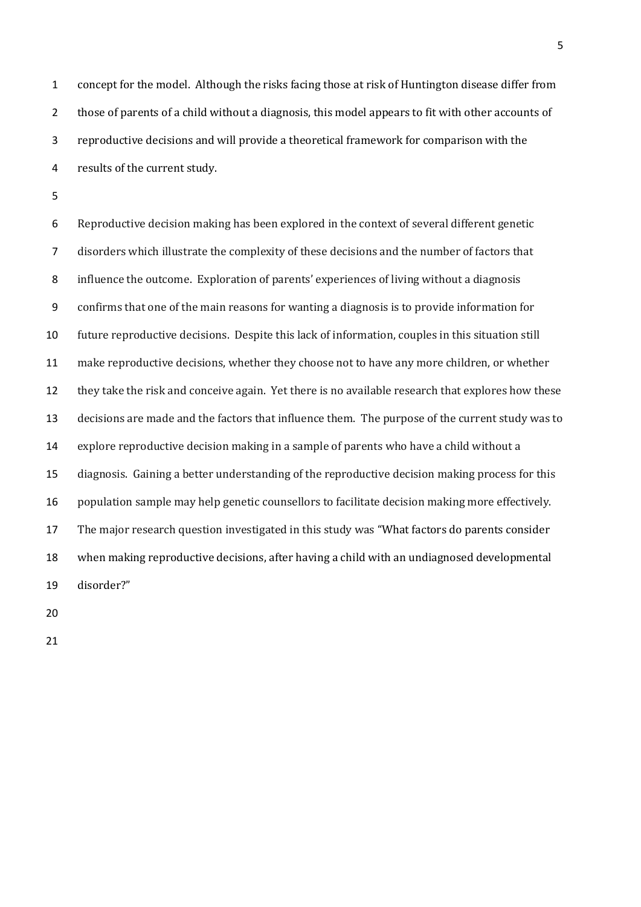concept for the model. Although the risks facing those at risk of Huntington disease differ from those of parents of a child without a diagnosis, this model appears to fit with other accounts of reproductive decisions and will provide a theoretical framework for comparison with the results of the current study.

Reproductive decision making has been explored in the context of several different genetic disorders which illustrate the complexity of these decisions and the number of factors that influence the outcome. Exploration of parents' experiences of living without a diagnosis confirms that one of the main reasons for wanting a diagnosis is to provide information for future reproductive decisions. Despite this lack of information, couples in this situation still make reproductive decisions, whether they choose not to have any more children, or whether they take the risk and conceive again. Yet there is no available research that explores how these decisions are made and the factors that influence them. The purpose of the current study was to explore reproductive decision making in a sample of parents who have a child without a diagnosis. Gaining a better understanding of the reproductive decision making process for this population sample may help genetic counsellors to facilitate decision making more effectively. The major research question investigated in this study was "What factors do parents consider when making reproductive decisions, after having a child with an undiagnosed developmental disorder?"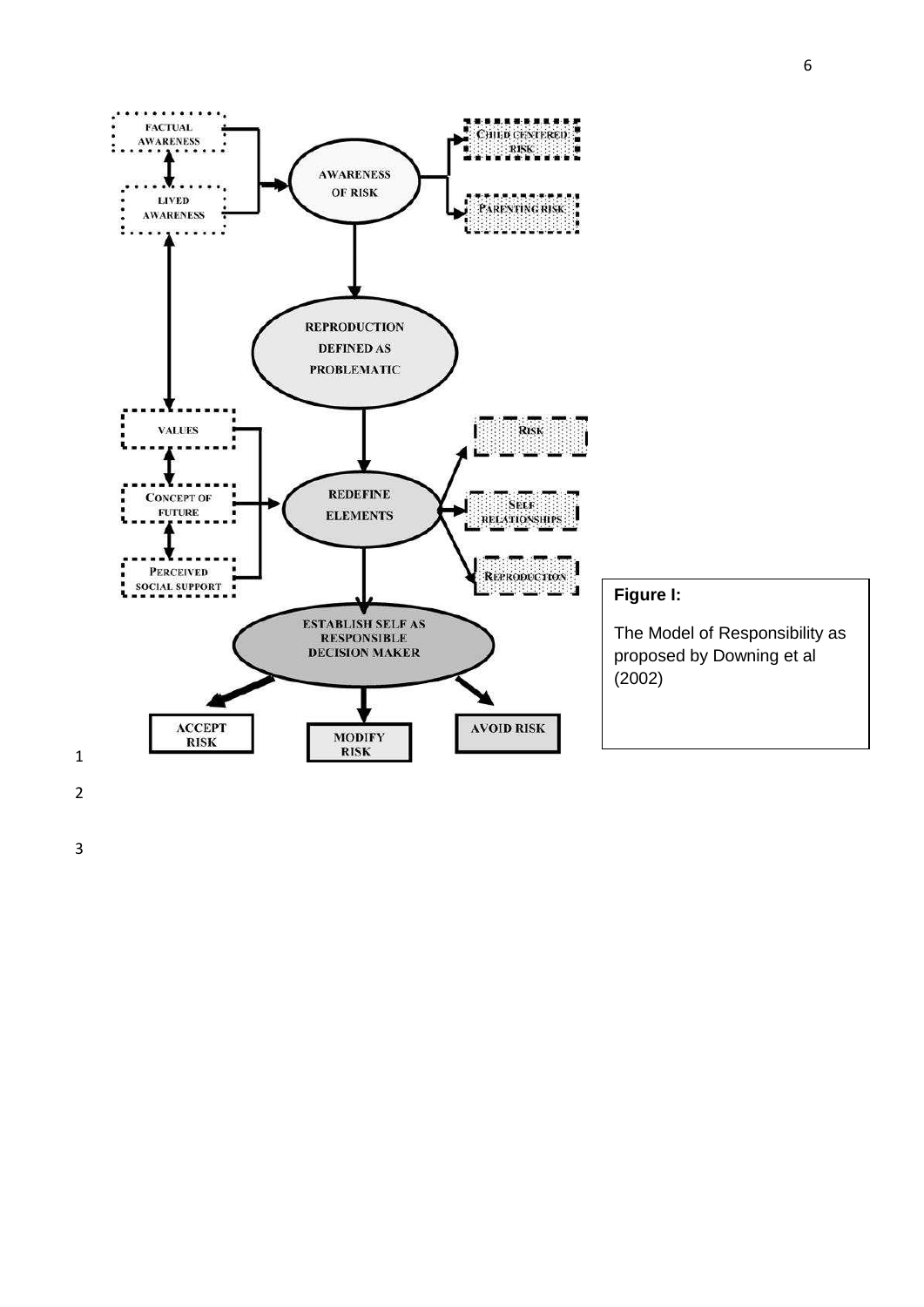FACTUAL AWARENESS

LIVED AWARENESS

AWARENESS OF RISK

CHILD CENTERED RISK

PARENTING RISK

REPRODUCTION DEFINED AS PROBLEMATIC

VALUES

CONCEPT OF FUTURE

PERCEIVED SOCIAL SUPPORT

REDEFINE ELEMENTS

RISK

SELF RELATIONSHIPS

REPRODUCTION

ESTABLISH SELF AS RESPONSIBLE DECISION MAKER

ACCEPT RISK

MODIFY RISK

AVOID RISK

**Figure I:**

The Model of Responsibility as proposed by Downing et al (2002)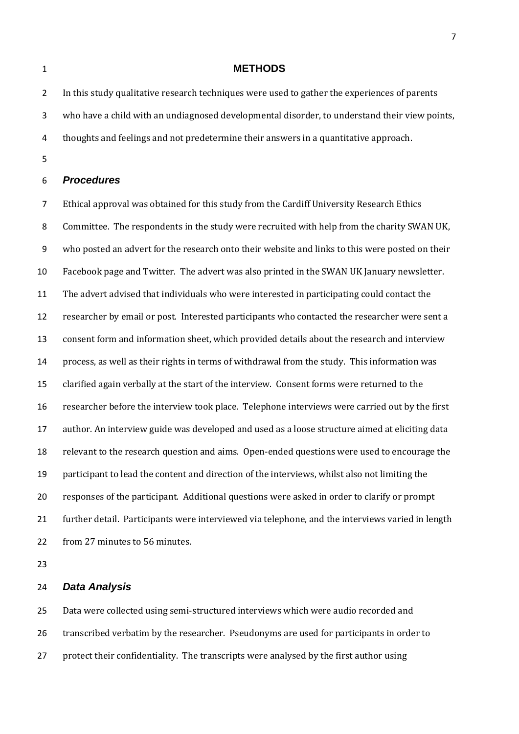# METHODS

In this study qualitative research techniques were used to gather the experiences of parents who have a child with an undiagnosed developmental disorder, to understand their view points, thoughts and feelings and not predetermine their answers in a quantitative approach.

## *Procedures*

Ethical approval was obtained for this study from the Cardiff University Research Ethics Committee. The respondents in the study were recruited with help from the charity SWAN UK, who posted an advert for the research onto their website and links to this were posted on their Facebook page and Twitter. The advert was also printed in the SWAN UK January newsletter. The advert advised that individuals who were interested in participating could contact the researcher by email or post. Interested participants who contacted the researcher were sent a consent form and information sheet, which provided details about the research and interview process, as well as their rights in terms of withdrawal from the study. This information was clarified again verbally at the start of the interview. Consent forms were returned to the researcher before the interview took place. Telephone interviews were carried out by the first author. An interview guide was developed and used as a loose structure aimed at eliciting data relevant to the research question and aims. Open-ended questions were used to encourage the participant to lead the content and direction of the interviews, whilst also not limiting the responses of the participant. Additional questions were asked in order to clarify or prompt further detail. Participants were interviewed via telephone, and the interviews varied in length from 27 minutes to 56 minutes.

## *Data Analysis*

Data were collected using semi-structured interviews which were audio recorded and transcribed verbatim by the researcher. Pseudonyms are used for participants in order to protect their confidentiality. The transcripts were analysed by the first author using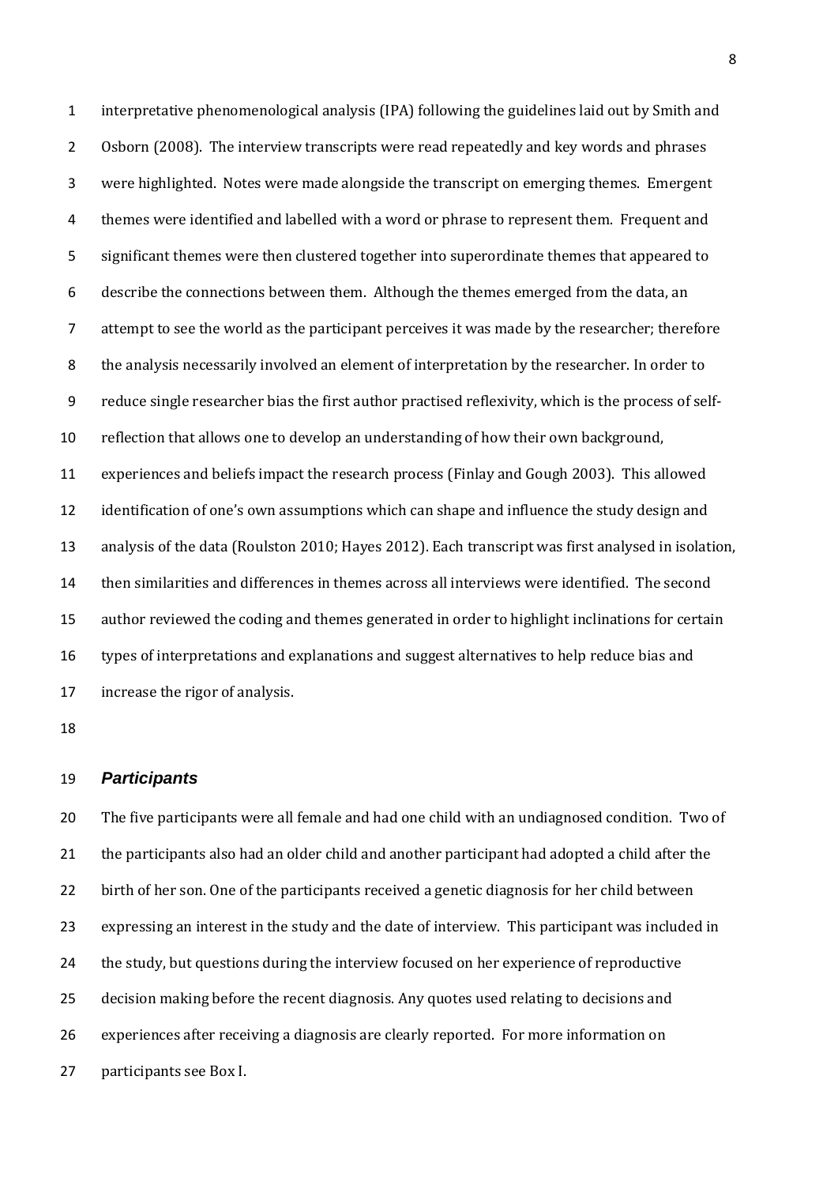interpretative phenomenological analysis (IPA) following the guidelines laid out by Smith and Osborn (2008). The interview transcripts were read repeatedly and key words and phrases were highlighted. Notes were made alongside the transcript on emerging themes. Emergent themes were identified and labelled with a word or phrase to represent them. Frequent and significant themes were then clustered together into superordinate themes that appeared to describe the connections between them. Although the themes emerged from the data, an attempt to see the world as the participant perceives it was made by the researcher; therefore the analysis necessarily involved an element of interpretation by the researcher. In order to reduce single researcher bias the first author practised reflexivity, which is the process of self-reflection that allows one to develop an understanding of how their own background, experiences and beliefs impact the research process (Finlay and Gough 2003). This allowed identification of one's own assumptions which can shape and influence the study design and analysis of the data (Roulston 2010; Hayes 2012). Each transcript was first analysed in isolation, then similarities and differences in themes across all interviews were identified. The second author reviewed the coding and themes generated in order to highlight inclinations for certain types of interpretations and explanations and suggest alternatives to help reduce bias and increase the rigor of analysis.

### *Participants*

The five participants were all female and had one child with an undiagnosed condition. Two of the participants also had an older child and another participant had adopted a child after the birth of her son. One of the participants received a genetic diagnosis for her child between expressing an interest in the study and the date of interview. This participant was included in the study, but questions during the interview focused on her experience of reproductive decision making before the recent diagnosis. Any quotes used relating to decisions and experiences after receiving a diagnosis are clearly reported. For more information on participants see Box I.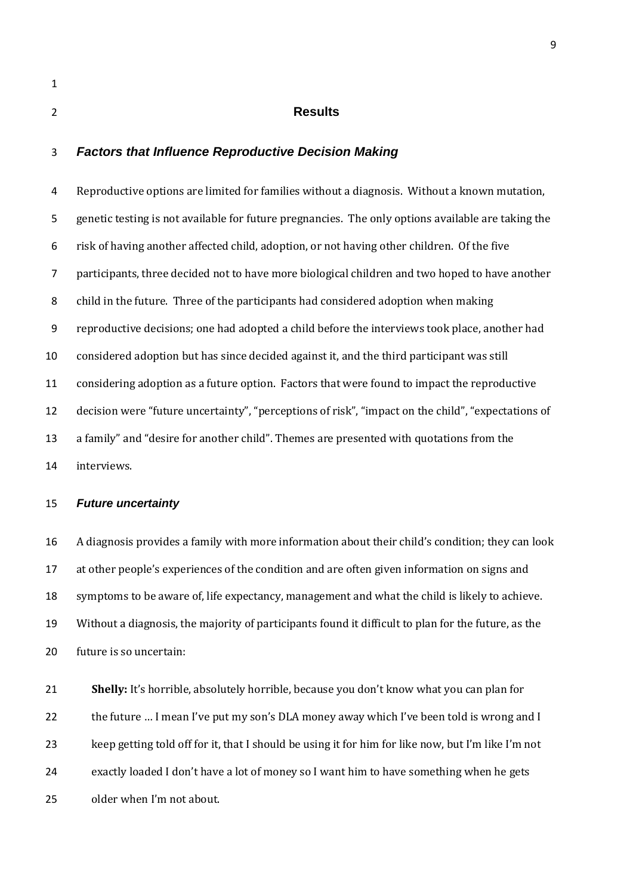## Results

### *Factors that Influence Reproductive Decision Making*

Reproductive options are limited for families without a diagnosis. Without a known mutation, genetic testing is not available for future pregnancies. The only options available are taking the risk of having another affected child, adoption, or not having other children. Of the five participants, three decided not to have more biological children and two hoped to have another child in the future. Three of the participants had considered adoption when making reproductive decisions; one had adopted a child before the interviews took place, another had considered adoption but has since decided against it, and the third participant was still considering adoption as a future option. Factors that were found to impact the reproductive decision were "future uncertainty", "perceptions of risk", "impact on the child", "expectations of a family" and "desire for another child". Themes are presented with quotations from the interviews.

#### *Future uncertainty*

A diagnosis provides a family with more information about their child's condition; they can look at other people's experiences of the condition and are often given information on signs and symptoms to be aware of, life expectancy, management and what the child is likely to achieve. Without a diagnosis, the majority of participants found it difficult to plan for the future, as the future is so uncertain:

> **Shelly:** It's horrible, absolutely horrible, because you don't know what you can plan for the future … I mean I've put my son's DLA money away which I've been told is wrong and I keep getting told off for it, that I should be using it for him for like now, but I'm like I'm not exactly loaded I don't have a lot of money so I want him to have something when he gets older when I'm not about.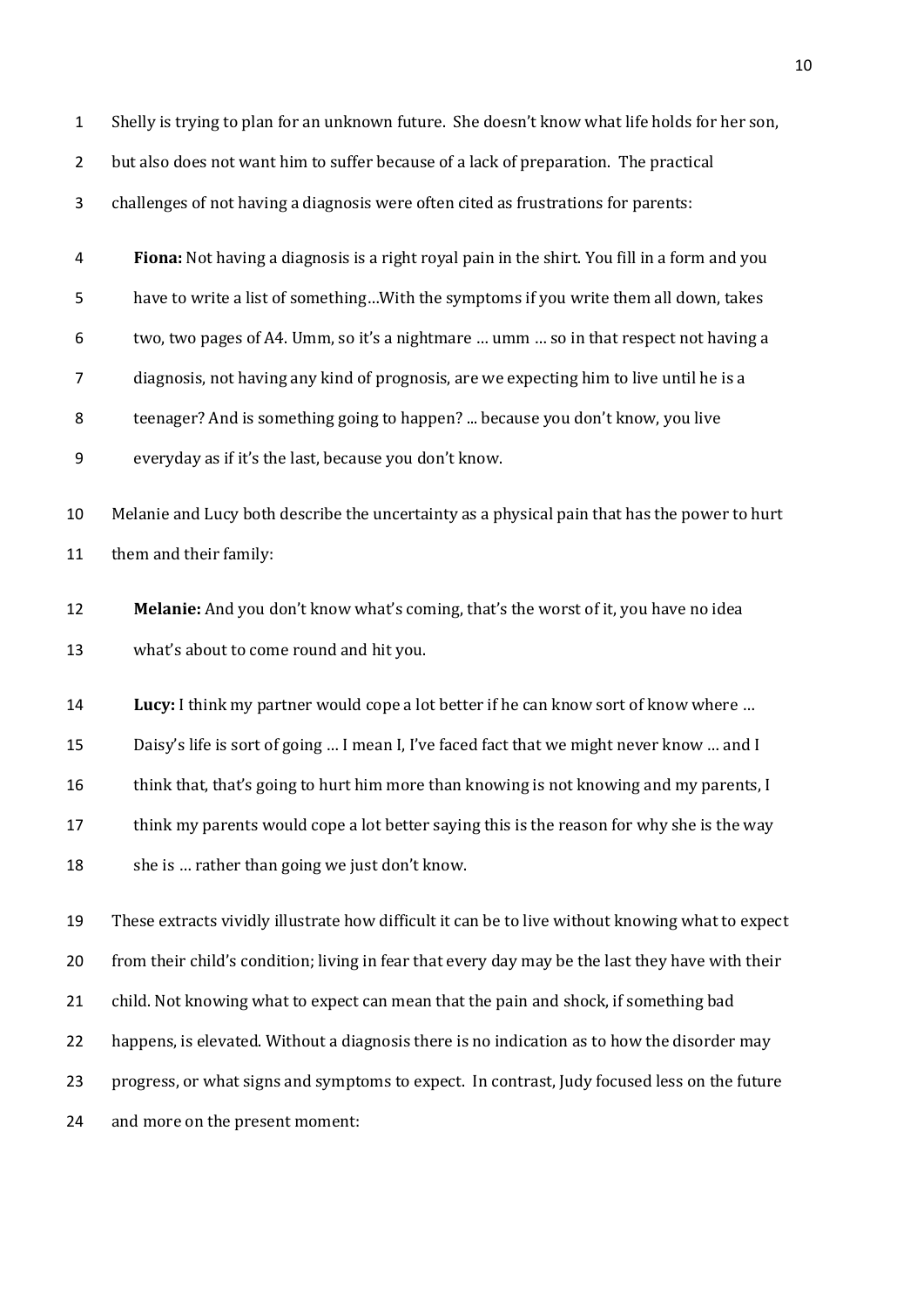Shelly is trying to plan for an unknown future. She doesn't know what life holds for her son, but also does not want him to suffer because of a lack of preparation. The practical challenges of not having a diagnosis were often cited as frustrations for parents:

> **Fiona:** Not having a diagnosis is a right royal pain in the shirt. You fill in a form and you have to write a list of something…With the symptoms if you write them all down, takes two, two pages of A4. Umm, so it's a nightmare … umm … so in that respect not having a diagnosis, not having any kind of prognosis, are we expecting him to live until he is a teenager? And is something going to happen? ... because you don't know, you live everyday as if it's the last, because you don't know.

Melanie and Lucy both describe the uncertainty as a physical pain that has the power to hurt them and their family:

> **Melanie:** And you don't know what's coming, that's the worst of it, you have no idea what's about to come round and hit you.

> **Lucy:** I think my partner would cope a lot better if he can know sort of know where … Daisy's life is sort of going … I mean I, I've faced fact that we might never know … and I think that, that's going to hurt him more than knowing is not knowing and my parents, I think my parents would cope a lot better saying this is the reason for why she is the way she is … rather than going we just don't know.

These extracts vividly illustrate how difficult it can be to live without knowing what to expect from their child's condition; living in fear that every day may be the last they have with their child. Not knowing what to expect can mean that the pain and shock, if something bad happens, is elevated. Without a diagnosis there is no indication as to how the disorder may progress, or what signs and symptoms to expect. In contrast, Judy focused less on the future and more on the present moment: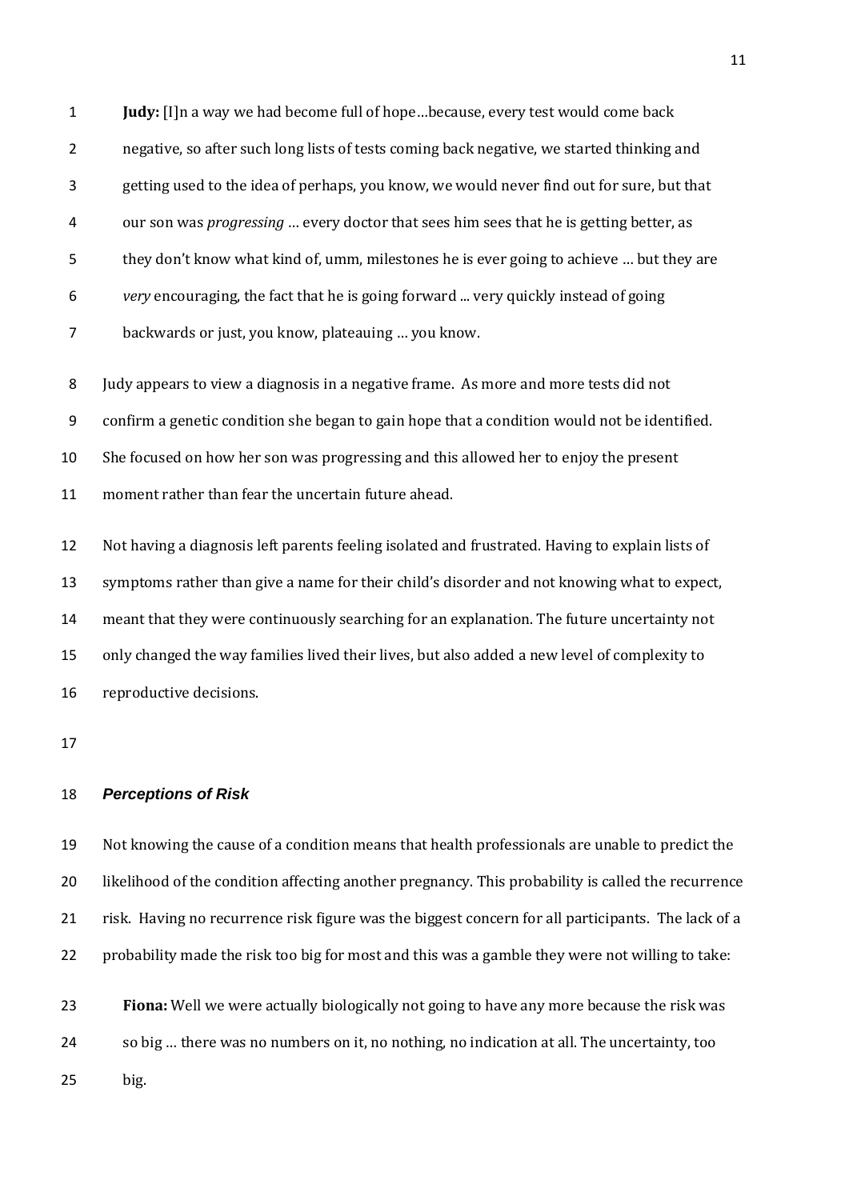> **Judy:** [I]n a way we had become full of hope…because, every test would come back negative, so after such long lists of tests coming back negative, we started thinking and getting used to the idea of perhaps, you know, we would never find out for sure, but that our son was *progressing* … every doctor that sees him sees that he is getting better, as they don't know what kind of, umm, milestones he is ever going to achieve … but they are *very* encouraging, the fact that he is going forward ... very quickly instead of going backwards or just, you know, plateauing … you know.

Judy appears to view a diagnosis in a negative frame. As more and more tests did not confirm a genetic condition she began to gain hope that a condition would not be identified. She focused on how her son was progressing and this allowed her to enjoy the present moment rather than fear the uncertain future ahead.

Not having a diagnosis left parents feeling isolated and frustrated. Having to explain lists of symptoms rather than give a name for their child's disorder and not knowing what to expect, meant that they were continuously searching for an explanation. The future uncertainty not only changed the way families lived their lives, but also added a new level of complexity to reproductive decisions.

### *Perceptions of Risk*

Not knowing the cause of a condition means that health professionals are unable to predict the likelihood of the condition affecting another pregnancy. This probability is called the recurrence risk. Having no recurrence risk figure was the biggest concern for all participants. The lack of a probability made the risk too big for most and this was a gamble they were not willing to take:

> **Fiona:** Well we were actually biologically not going to have any more because the risk was so big … there was no numbers on it, no nothing, no indication at all. The uncertainty, too big.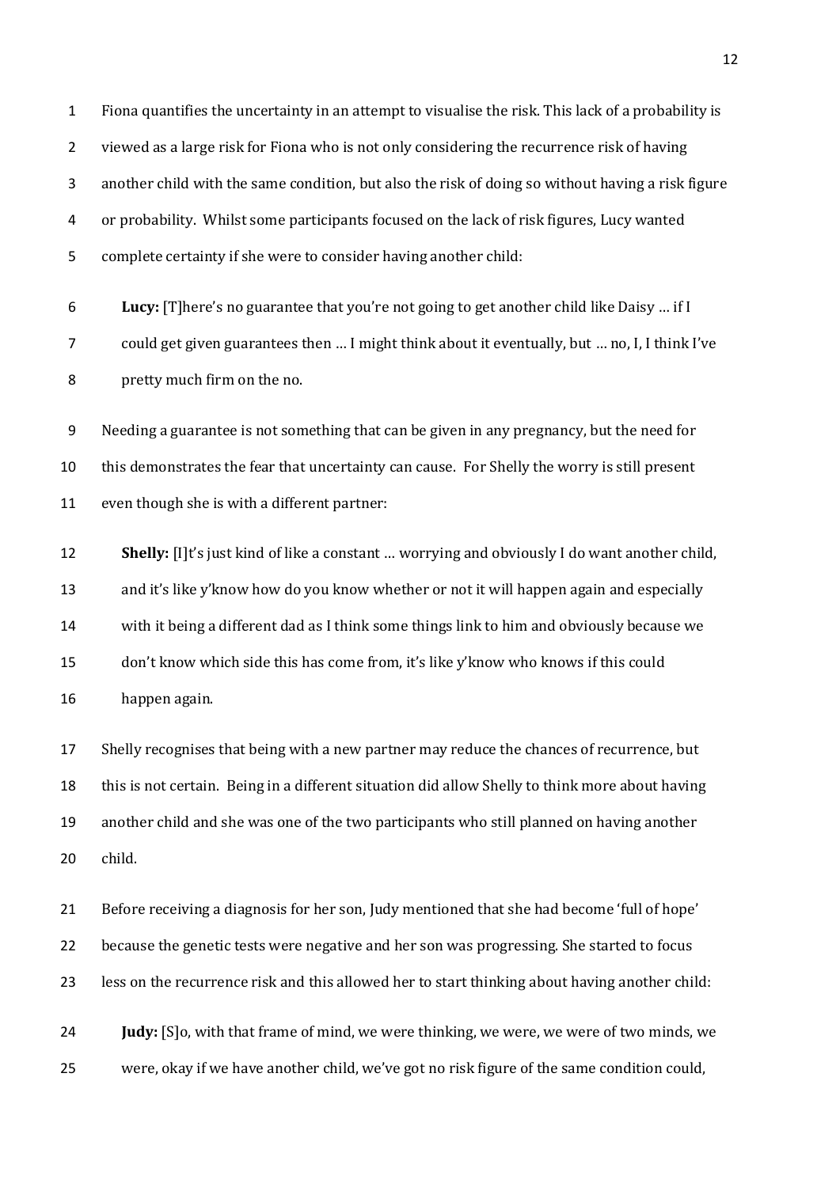Fiona quantifies the uncertainty in an attempt to visualise the risk. This lack of a probability is viewed as a large risk for Fiona who is not only considering the recurrence risk of having another child with the same condition, but also the risk of doing so without having a risk figure or probability. Whilst some participants focused on the lack of risk figures, Lucy wanted complete certainty if she were to consider having another child:

> **Lucy:** [T]here's no guarantee that you're not going to get another child like Daisy … if I could get given guarantees then … I might think about it eventually, but … no, I, I think I've pretty much firm on the no.

Needing a guarantee is not something that can be given in any pregnancy, but the need for this demonstrates the fear that uncertainty can cause. For Shelly the worry is still present even though she is with a different partner:

> **Shelly:** [I]t's just kind of like a constant … worrying and obviously I do want another child, and it's like y'know how do you know whether or not it will happen again and especially with it being a different dad as I think some things link to him and obviously because we don't know which side this has come from, it's like y'know who knows if this could happen again.

Shelly recognises that being with a new partner may reduce the chances of recurrence, but this is not certain. Being in a different situation did allow Shelly to think more about having another child and she was one of the two participants who still planned on having another child.

Before receiving a diagnosis for her son, Judy mentioned that she had become 'full of hope' because the genetic tests were negative and her son was progressing. She started to focus less on the recurrence risk and this allowed her to start thinking about having another child:

> **Judy:** [S]o, with that frame of mind, we were thinking, we were, we were of two minds, we were, okay if we have another child, we've got no risk figure of the same condition could,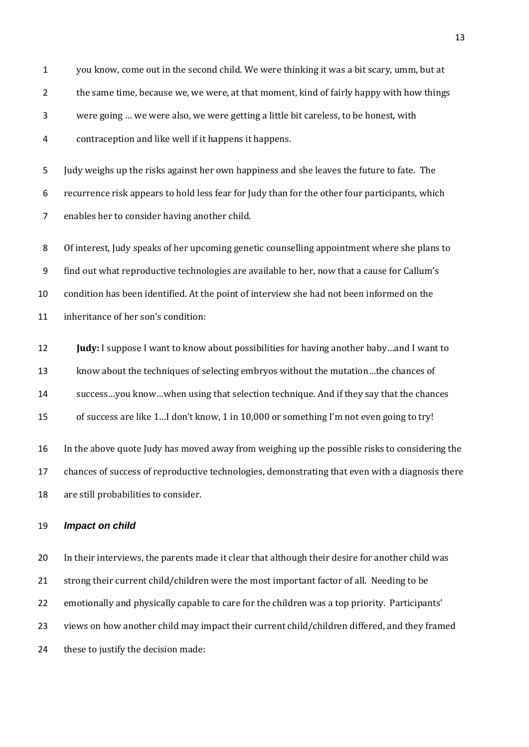you know, come out in the second child. We were thinking it was a bit scary, umm, but at the same time, because we, we were, at that moment, kind of fairly happy with how things were going … we were also, we were getting a little bit careless, to be honest, with contraception and like well if it happens it happens.

Judy weighs up the risks against her own happiness and she leaves the future to fate. The recurrence risk appears to hold less fear for Judy than for the other four participants, which enables her to consider having another child.

Of interest, Judy speaks of her upcoming genetic counselling appointment where she plans to find out what reproductive technologies are available to her, now that a cause for Callum's condition has been identified. At the point of interview she had not been informed on the inheritance of her son's condition:

> **Judy:** I suppose I want to know about possibilities for having another baby…and I want to know about the techniques of selecting embryos without the mutation…the chances of success…you know…when using that selection technique. And if they say that the chances of success are like 1…I don't know, 1 in 10,000 or something I'm not even going to try!

In the above quote Judy has moved away from weighing up the possible risks to considering the chances of success of reproductive technologies, demonstrating that even with a diagnosis there are still probabilities to consider.

### *Impact on child*

In their interviews, the parents made it clear that although their desire for another child was strong their current child/children were the most important factor of all. Needing to be emotionally and physically capable to care for the children was a top priority. Participants' views on how another child may impact their current child/children differed, and they framed these to justify the decision made: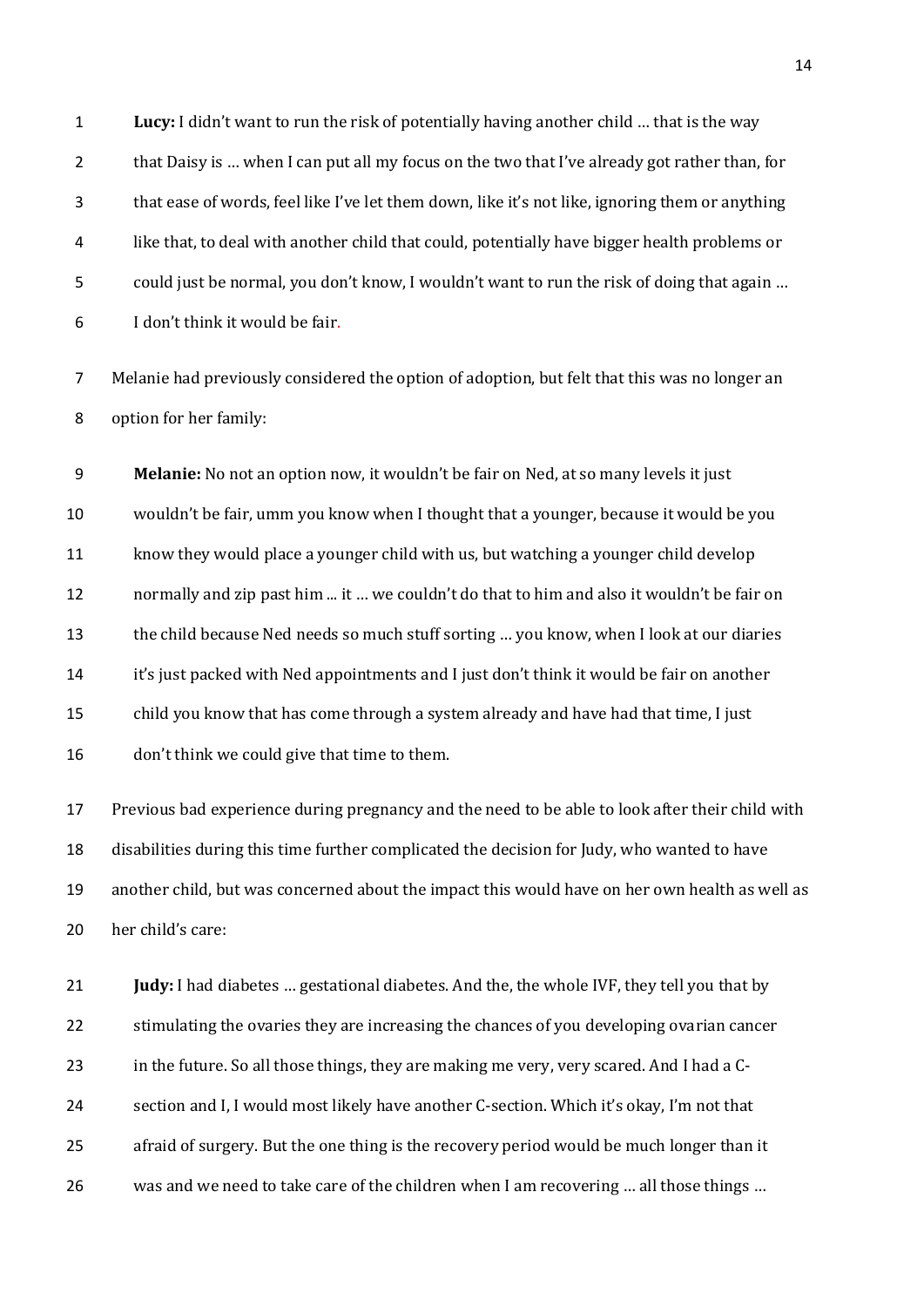**Lucy:** I didn't want to run the risk of potentially having another child … that is the way that Daisy is … when I can put all my focus on the two that I've already got rather than, for that ease of words, feel like I've let them down, like it's not like, ignoring them or anything like that, to deal with another child that could, potentially have bigger health problems or could just be normal, you don't know, I wouldn't want to run the risk of doing that again … I don't think it would be fair.

Melanie had previously considered the option of adoption, but felt that this was no longer an option for her family:

**Melanie:** No not an option now, it wouldn't be fair on Ned, at so many levels it just wouldn't be fair, umm you know when I thought that a younger, because it would be you know they would place a younger child with us, but watching a younger child develop normally and zip past him ... it … we couldn't do that to him and also it wouldn't be fair on the child because Ned needs so much stuff sorting … you know, when I look at our diaries it's just packed with Ned appointments and I just don't think it would be fair on another child you know that has come through a system already and have had that time, I just don't think we could give that time to them.

Previous bad experience during pregnancy and the need to be able to look after their child with disabilities during this time further complicated the decision for Judy, who wanted to have another child, but was concerned about the impact this would have on her own health as well as her child's care:

**Judy:** I had diabetes … gestational diabetes. And the, the whole IVF, they tell you that by stimulating the ovaries they are increasing the chances of you developing ovarian cancer in the future. So all those things, they are making me very, very scared. And I had a C-section and I, I would most likely have another C-section. Which it's okay, I'm not that afraid of surgery. But the one thing is the recovery period would be much longer than it was and we need to take care of the children when I am recovering … all those things …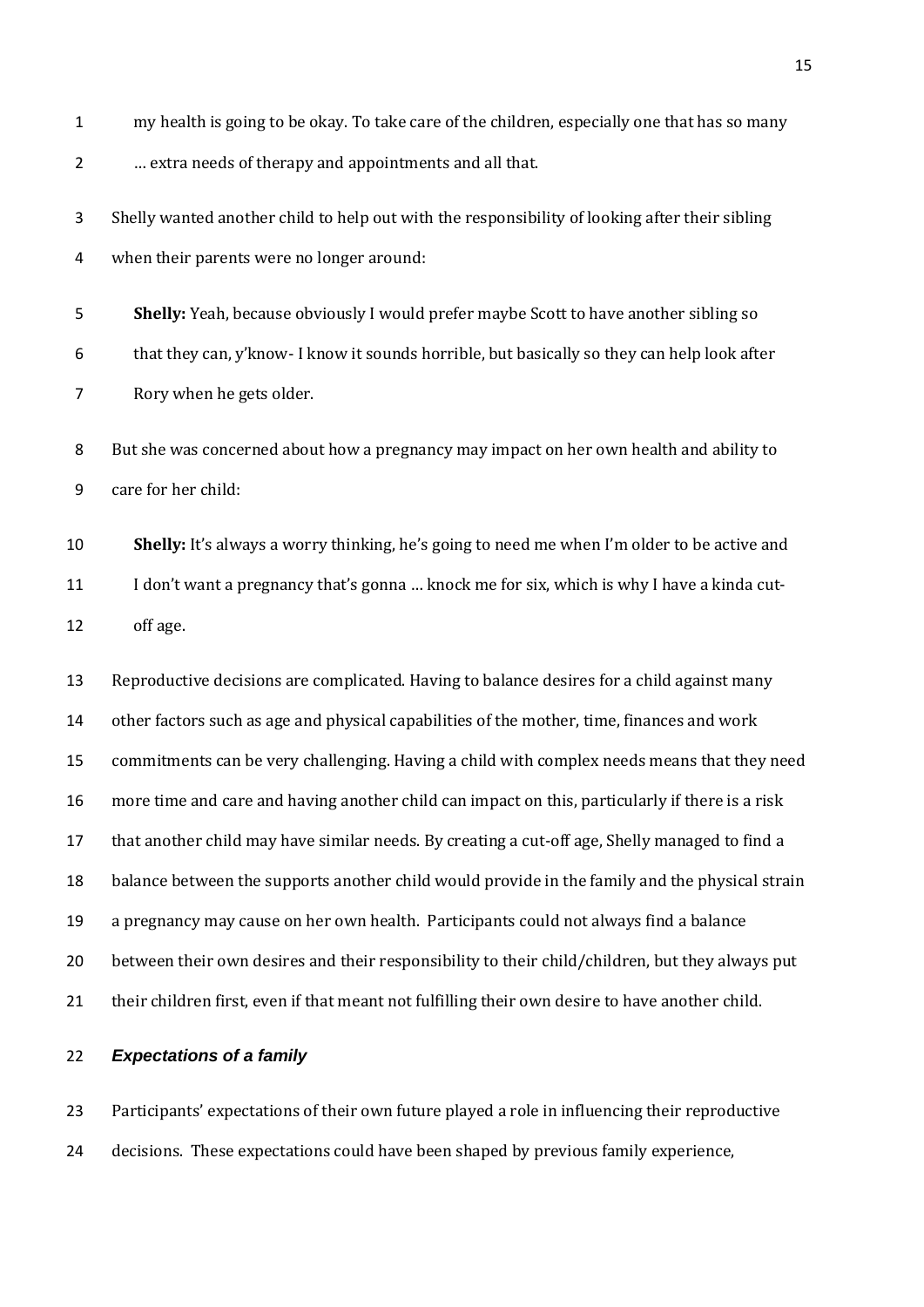my health is going to be okay. To take care of the children, especially one that has so many … extra needs of therapy and appointments and all that.

Shelly wanted another child to help out with the responsibility of looking after their sibling when their parents were no longer around:

> **Shelly:** Yeah, because obviously I would prefer maybe Scott to have another sibling so that they can, y'know- I know it sounds horrible, but basically so they can help look after Rory when he gets older.

But she was concerned about how a pregnancy may impact on her own health and ability to care for her child:

> **Shelly:** It's always a worry thinking, he's going to need me when I'm older to be active and I don't want a pregnancy that's gonna … knock me for six, which is why I have a kinda cut-off age.

Reproductive decisions are complicated. Having to balance desires for a child against many other factors such as age and physical capabilities of the mother, time, finances and work commitments can be very challenging. Having a child with complex needs means that they need more time and care and having another child can impact on this, particularly if there is a risk that another child may have similar needs. By creating a cut-off age, Shelly managed to find a balance between the supports another child would provide in the family and the physical strain a pregnancy may cause on her own health. Participants could not always find a balance between their own desires and their responsibility to their child/children, but they always put their children first, even if that meant not fulfilling their own desire to have another child.

### *Expectations of a family*

Participants' expectations of their own future played a role in influencing their reproductive decisions. These expectations could have been shaped by previous family experience,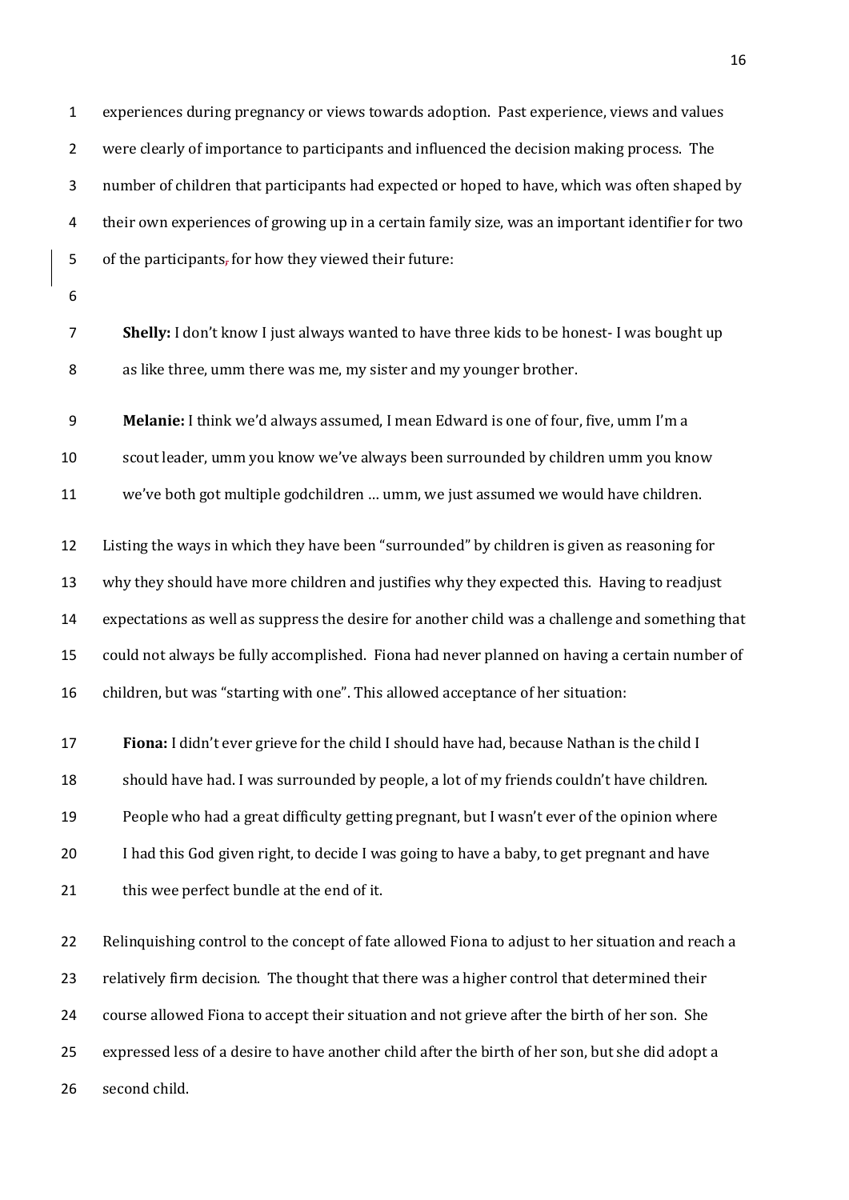experiences during pregnancy or views towards adoption. Past experience, views and values were clearly of importance to participants and influenced the decision making process. The number of children that participants had expected or hoped to have, which was often shaped by their own experiences of growing up in a certain family size, was an important identifier for two of the participants for how they viewed their future:

> **Shelly:** I don't know I just always wanted to have three kids to be honest- I was bought up as like three, umm there was me, my sister and my younger brother.

> **Melanie:** I think we'd always assumed, I mean Edward is one of four, five, umm I'm a scout leader, umm you know we've always been surrounded by children umm you know we've both got multiple godchildren … umm, we just assumed we would have children.

Listing the ways in which they have been "surrounded" by children is given as reasoning for why they should have more children and justifies why they expected this. Having to readjust expectations as well as suppress the desire for another child was a challenge and something that could not always be fully accomplished. Fiona had never planned on having a certain number of children, but was "starting with one". This allowed acceptance of her situation:

> **Fiona:** I didn't ever grieve for the child I should have had, because Nathan is the child I should have had. I was surrounded by people, a lot of my friends couldn't have children. People who had a great difficulty getting pregnant, but I wasn't ever of the opinion where I had this God given right, to decide I was going to have a baby, to get pregnant and have this wee perfect bundle at the end of it.

Relinquishing control to the concept of fate allowed Fiona to adjust to her situation and reach a relatively firm decision. The thought that there was a higher control that determined their course allowed Fiona to accept their situation and not grieve after the birth of her son. She expressed less of a desire to have another child after the birth of her son, but she did adopt a second child.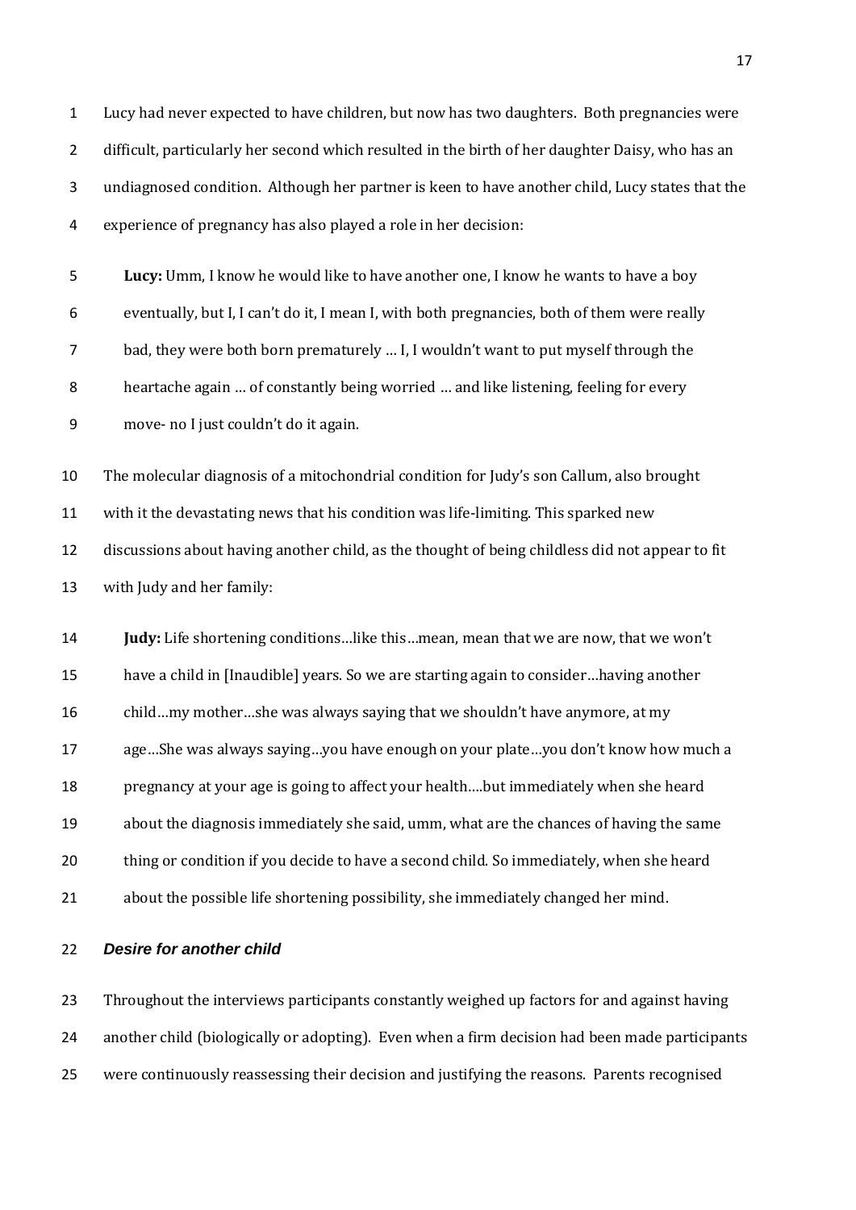Lucy had never expected to have children, but now has two daughters. Both pregnancies were difficult, particularly her second which resulted in the birth of her daughter Daisy, who has an undiagnosed condition. Although her partner is keen to have another child, Lucy states that the experience of pregnancy has also played a role in her decision:

> **Lucy:** Umm, I know he would like to have another one, I know he wants to have a boy eventually, but I, I can't do it, I mean I, with both pregnancies, both of them were really bad, they were both born prematurely … I, I wouldn't want to put myself through the heartache again … of constantly being worried … and like listening, feeling for every move- no I just couldn't do it again.

The molecular diagnosis of a mitochondrial condition for Judy's son Callum, also brought with it the devastating news that his condition was life-limiting. This sparked new discussions about having another child, as the thought of being childless did not appear to fit with Judy and her family:

> **Judy:** Life shortening conditions…like this…mean, mean that we are now, that we won't have a child in [Inaudible] years. So we are starting again to consider…having another child…my mother…she was always saying that we shouldn't have anymore, at my age…She was always saying…you have enough on your plate…you don't know how much a pregnancy at your age is going to affect your health….but immediately when she heard about the diagnosis immediately she said, umm, what are the chances of having the same thing or condition if you decide to have a second child. So immediately, when she heard about the possible life shortening possibility, she immediately changed her mind.

### *Desire for another child*

Throughout the interviews participants constantly weighed up factors for and against having another child (biologically or adopting). Even when a firm decision had been made participants were continuously reassessing their decision and justifying the reasons. Parents recognised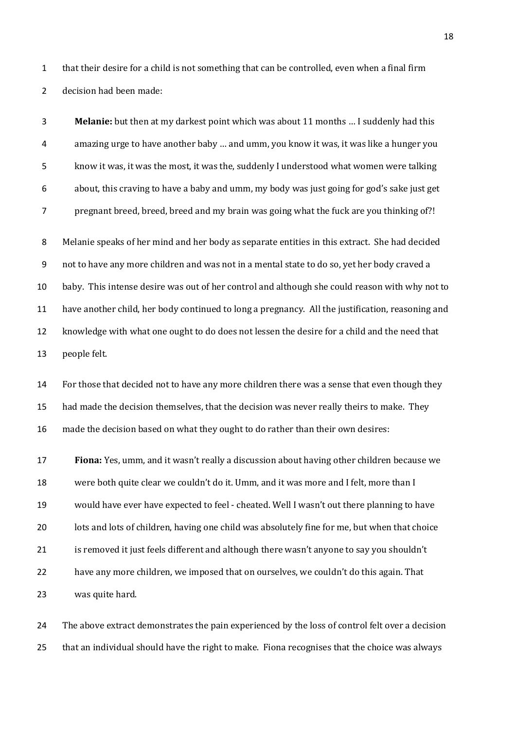that their desire for a child is not something that can be controlled, even when a final firm decision had been made:

> **Melanie:** but then at my darkest point which was about 11 months … I suddenly had this amazing urge to have another baby … and umm, you know it was, it was like a hunger you know it was, it was the most, it was the, suddenly I understood what women were talking about, this craving to have a baby and umm, my body was just going for god's sake just get pregnant breed, breed, breed and my brain was going what the fuck are you thinking of?!

Melanie speaks of her mind and her body as separate entities in this extract. She had decided not to have any more children and was not in a mental state to do so, yet her body craved a baby. This intense desire was out of her control and although she could reason with why not to have another child, her body continued to long a pregnancy. All the justification, reasoning and knowledge with what one ought to do does not lessen the desire for a child and the need that people felt.

For those that decided not to have any more children there was a sense that even though they had made the decision themselves, that the decision was never really theirs to make. They made the decision based on what they ought to do rather than their own desires:

> **Fiona:** Yes, umm, and it wasn't really a discussion about having other children because we were both quite clear we couldn't do it. Umm, and it was more and I felt, more than I would have ever have expected to feel - cheated. Well I wasn't out there planning to have lots and lots of children, having one child was absolutely fine for me, but when that choice is removed it just feels different and although there wasn't anyone to say you shouldn't have any more children, we imposed that on ourselves, we couldn't do this again. That was quite hard.

The above extract demonstrates the pain experienced by the loss of control felt over a decision that an individual should have the right to make. Fiona recognises that the choice was always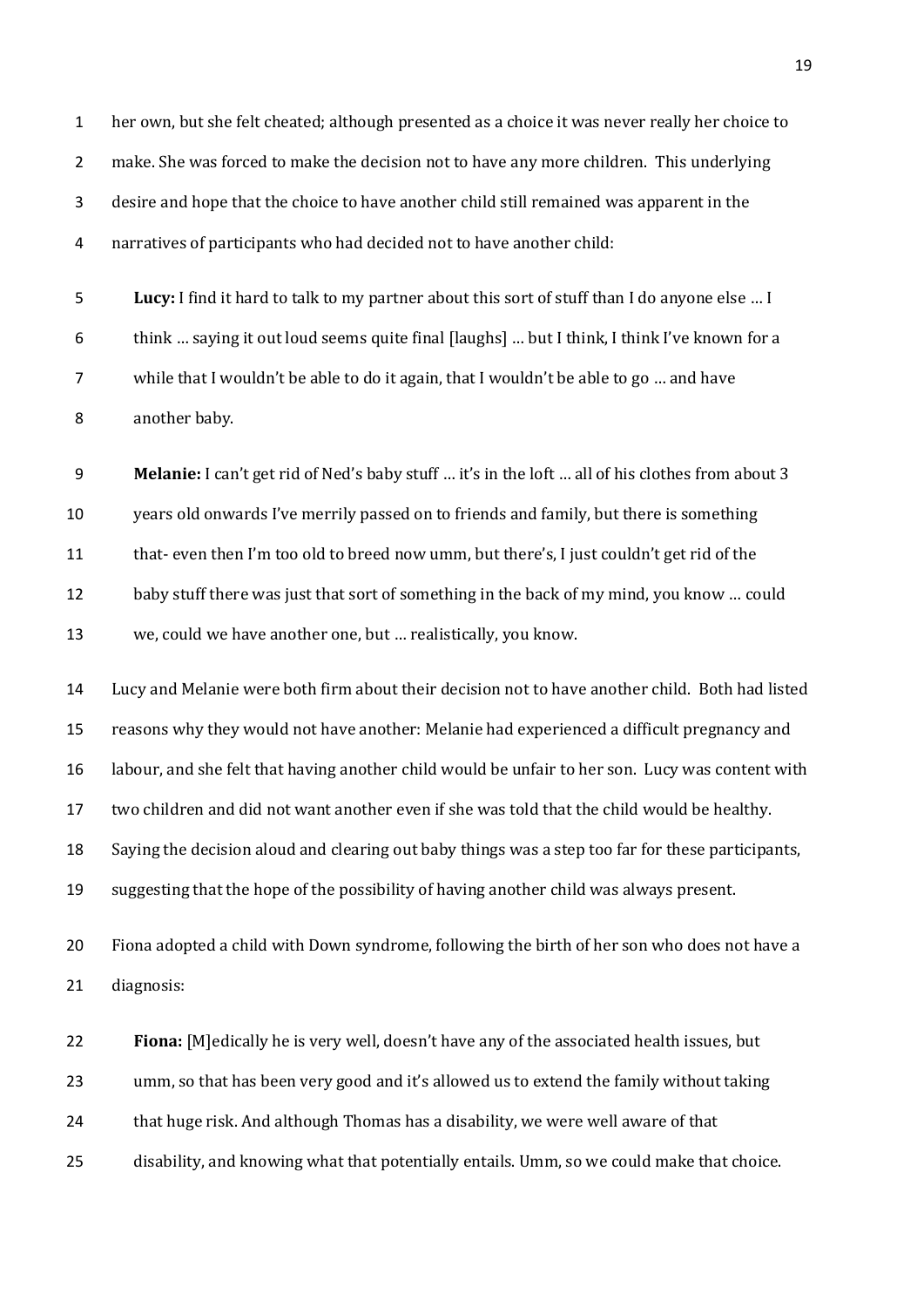her own, but she felt cheated; although presented as a choice it was never really her choice to make. She was forced to make the decision not to have any more children. This underlying desire and hope that the choice to have another child still remained was apparent in the narratives of participants who had decided not to have another child:

> **Lucy:** I find it hard to talk to my partner about this sort of stuff than I do anyone else … I think … saying it out loud seems quite final [laughs] … but I think, I think I've known for a while that I wouldn't be able to do it again, that I wouldn't be able to go … and have another baby.

> **Melanie:** I can't get rid of Ned's baby stuff … it's in the loft … all of his clothes from about 3 years old onwards I've merrily passed on to friends and family, but there is something that- even then I'm too old to breed now umm, but there's, I just couldn't get rid of the baby stuff there was just that sort of something in the back of my mind, you know … could we, could we have another one, but … realistically, you know.

Lucy and Melanie were both firm about their decision not to have another child. Both had listed reasons why they would not have another: Melanie had experienced a difficult pregnancy and labour, and she felt that having another child would be unfair to her son. Lucy was content with two children and did not want another even if she was told that the child would be healthy. Saying the decision aloud and clearing out baby things was a step too far for these participants, suggesting that the hope of the possibility of having another child was always present.

Fiona adopted a child with Down syndrome, following the birth of her son who does not have a diagnosis:

> **Fiona:** [M]edically he is very well, doesn't have any of the associated health issues, but umm, so that has been very good and it's allowed us to extend the family without taking that huge risk. And although Thomas has a disability, we were well aware of that disability, and knowing what that potentially entails. Umm, so we could make that choice.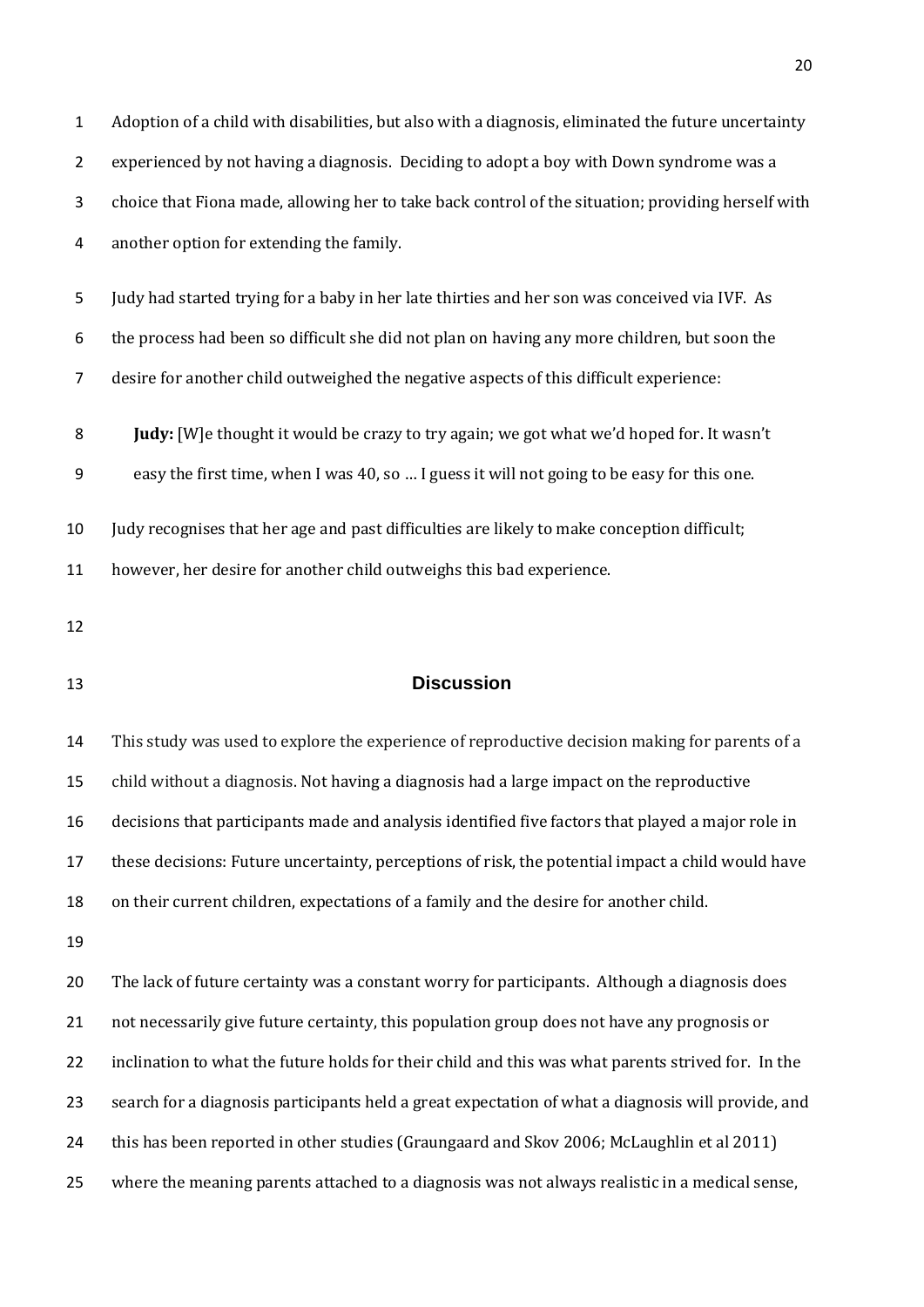Adoption of a child with disabilities, but also with a diagnosis, eliminated the future uncertainty experienced by not having a diagnosis. Deciding to adopt a boy with Down syndrome was a choice that Fiona made, allowing her to take back control of the situation; providing herself with another option for extending the family.

Judy had started trying for a baby in her late thirties and her son was conceived via IVF. As the process had been so difficult she did not plan on having any more children, but soon the desire for another child outweighed the negative aspects of this difficult experience:

> **Judy:** [W]e thought it would be crazy to try again; we got what we'd hoped for. It wasn't easy the first time, when I was 40, so … I guess it will not going to be easy for this one.

Judy recognises that her age and past difficulties are likely to make conception difficult; however, her desire for another child outweighs this bad experience.

## Discussion

This study was used to explore the experience of reproductive decision making for parents of a child without a diagnosis. Not having a diagnosis had a large impact on the reproductive decisions that participants made and analysis identified five factors that played a major role in these decisions: Future uncertainty, perceptions of risk, the potential impact a child would have on their current children, expectations of a family and the desire for another child.

The lack of future certainty was a constant worry for participants. Although a diagnosis does not necessarily give future certainty, this population group does not have any prognosis or inclination to what the future holds for their child and this was what parents strived for. In the search for a diagnosis participants held a great expectation of what a diagnosis will provide, and this has been reported in other studies (Graungaard and Skov 2006; McLaughlin et al 2011) where the meaning parents attached to a diagnosis was not always realistic in a medical sense,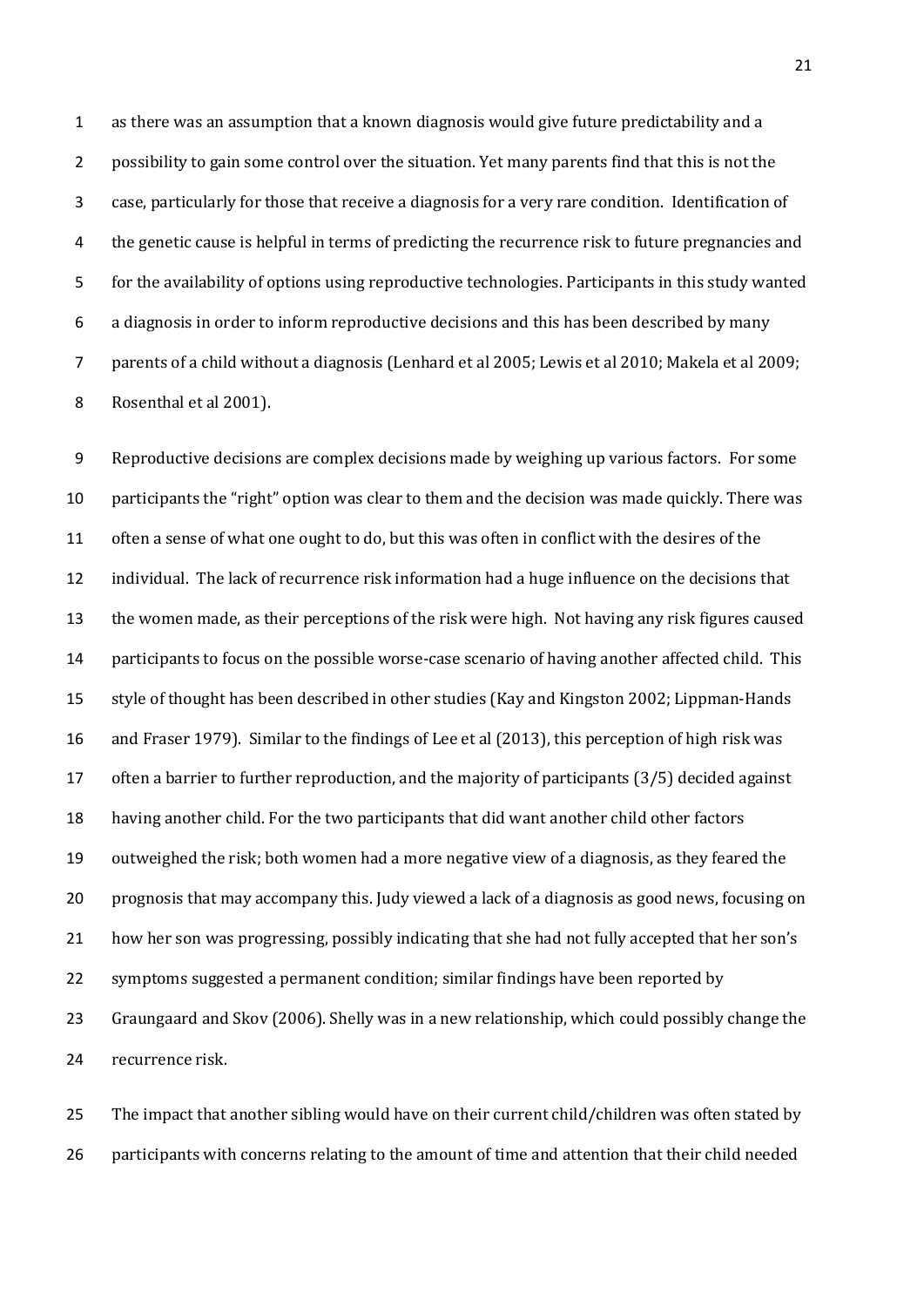as there was an assumption that a known diagnosis would give future predictability and a possibility to gain some control over the situation. Yet many parents find that this is not the case, particularly for those that receive a diagnosis for a very rare condition. Identification of the genetic cause is helpful in terms of predicting the recurrence risk to future pregnancies and for the availability of options using reproductive technologies. Participants in this study wanted a diagnosis in order to inform reproductive decisions and this has been described by many parents of a child without a diagnosis (Lenhard et al 2005; Lewis et al 2010; Makela et al 2009; Rosenthal et al 2001).

Reproductive decisions are complex decisions made by weighing up various factors. For some participants the "right" option was clear to them and the decision was made quickly. There was often a sense of what one ought to do, but this was often in conflict with the desires of the individual. The lack of recurrence risk information had a huge influence on the decisions that the women made, as their perceptions of the risk were high. Not having any risk figures caused participants to focus on the possible worse-case scenario of having another affected child. This style of thought has been described in other studies (Kay and Kingston 2002; Lippman-Hands and Fraser 1979). Similar to the findings of Lee et al (2013), this perception of high risk was often a barrier to further reproduction, and the majority of participants (3/5) decided against having another child. For the two participants that did want another child other factors outweighed the risk; both women had a more negative view of a diagnosis, as they feared the prognosis that may accompany this. Judy viewed a lack of a diagnosis as good news, focusing on how her son was progressing, possibly indicating that she had not fully accepted that her son's symptoms suggested a permanent condition; similar findings have been reported by Graungaard and Skov (2006). Shelly was in a new relationship, which could possibly change the recurrence risk.

The impact that another sibling would have on their current child/children was often stated by participants with concerns relating to the amount of time and attention that their child needed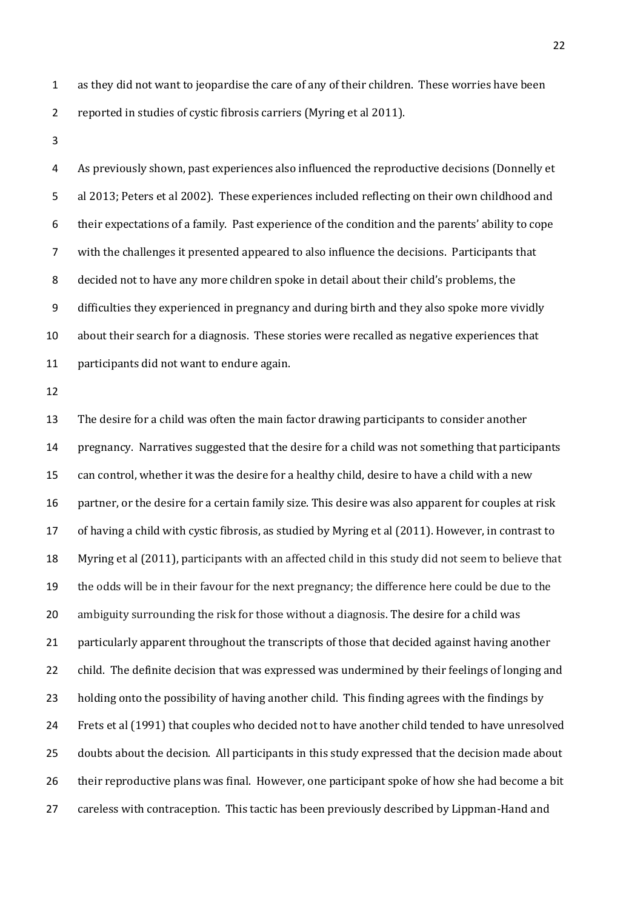as they did not want to jeopardise the care of any of their children. These worries have been reported in studies of cystic fibrosis carriers (Myring et al 2011).

As previously shown, past experiences also influenced the reproductive decisions (Donnelly et al 2013; Peters et al 2002). These experiences included reflecting on their own childhood and their expectations of a family. Past experience of the condition and the parents' ability to cope with the challenges it presented appeared to also influence the decisions. Participants that decided not to have any more children spoke in detail about their child's problems, the difficulties they experienced in pregnancy and during birth and they also spoke more vividly about their search for a diagnosis. These stories were recalled as negative experiences that participants did not want to endure again.

The desire for a child was often the main factor drawing participants to consider another pregnancy. Narratives suggested that the desire for a child was not something that participants can control, whether it was the desire for a healthy child, desire to have a child with a new partner, or the desire for a certain family size. This desire was also apparent for couples at risk of having a child with cystic fibrosis, as studied by Myring et al (2011). However, in contrast to Myring et al (2011), participants with an affected child in this study did not seem to believe that the odds will be in their favour for the next pregnancy; the difference here could be due to the ambiguity surrounding the risk for those without a diagnosis. The desire for a child was particularly apparent throughout the transcripts of those that decided against having another child. The definite decision that was expressed was undermined by their feelings of longing and holding onto the possibility of having another child. This finding agrees with the findings by Frets et al (1991) that couples who decided not to have another child tended to have unresolved doubts about the decision. All participants in this study expressed that the decision made about their reproductive plans was final. However, one participant spoke of how she had become a bit careless with contraception. This tactic has been previously described by Lippman-Hand and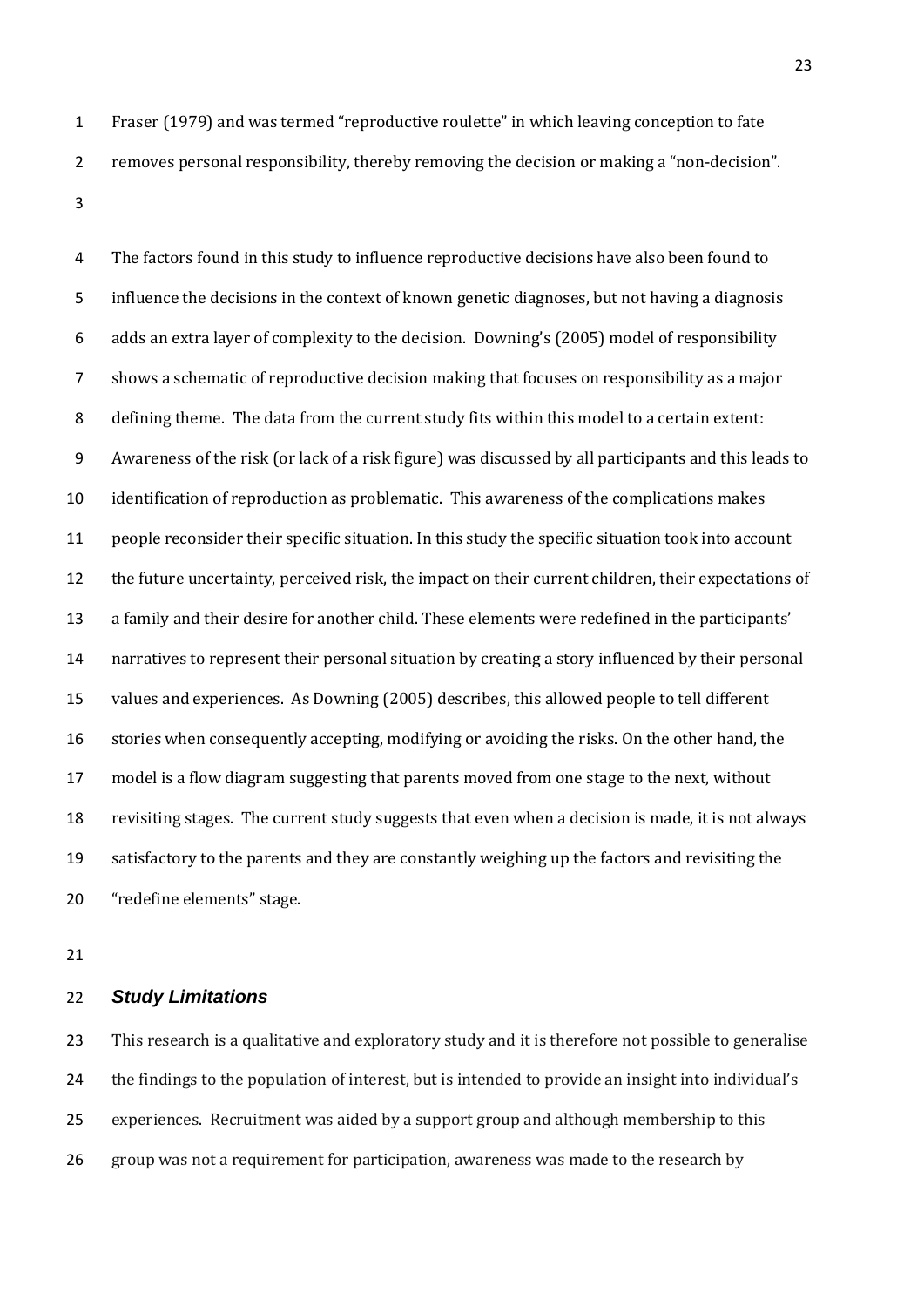Fraser (1979) and was termed "reproductive roulette" in which leaving conception to fate removes personal responsibility, thereby removing the decision or making a "non-decision".

The factors found in this study to influence reproductive decisions have also been found to influence the decisions in the context of known genetic diagnoses, but not having a diagnosis adds an extra layer of complexity to the decision. Downing's (2005) model of responsibility shows a schematic of reproductive decision making that focuses on responsibility as a major defining theme. The data from the current study fits within this model to a certain extent: Awareness of the risk (or lack of a risk figure) was discussed by all participants and this leads to identification of reproduction as problematic. This awareness of the complications makes people reconsider their specific situation. In this study the specific situation took into account the future uncertainty, perceived risk, the impact on their current children, their expectations of a family and their desire for another child. These elements were redefined in the participants' narratives to represent their personal situation by creating a story influenced by their personal values and experiences. As Downing (2005) describes, this allowed people to tell different stories when consequently accepting, modifying or avoiding the risks. On the other hand, the model is a flow diagram suggesting that parents moved from one stage to the next, without revisiting stages. The current study suggests that even when a decision is made, it is not always satisfactory to the parents and they are constantly weighing up the factors and revisiting the "redefine elements" stage.

### *Study Limitations*

This research is a qualitative and exploratory study and it is therefore not possible to generalise the findings to the population of interest, but is intended to provide an insight into individual's experiences. Recruitment was aided by a support group and although membership to this group was not a requirement for participation, awareness was made to the research by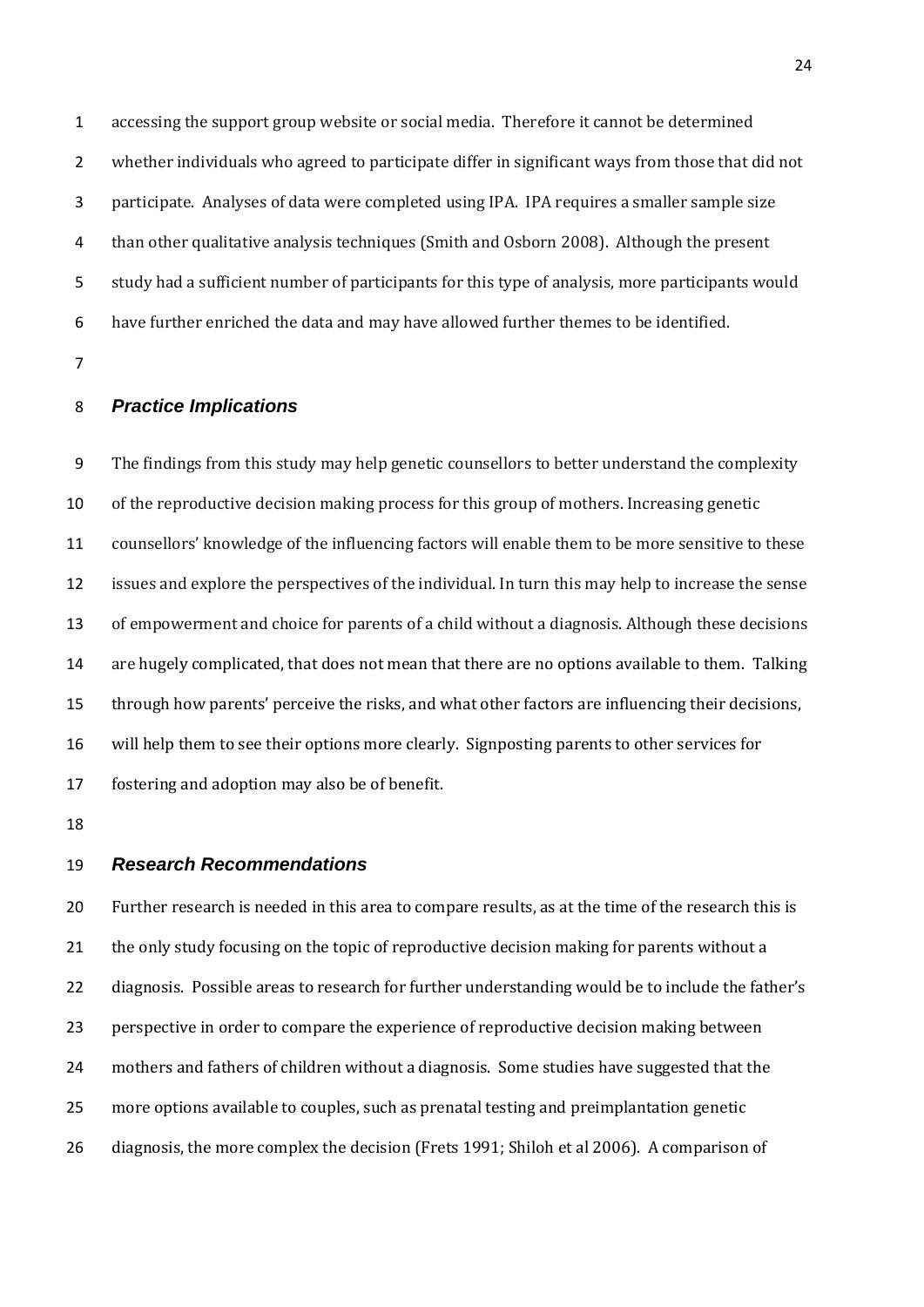accessing the support group website or social media. Therefore it cannot be determined whether individuals who agreed to participate differ in significant ways from those that did not participate. Analyses of data were completed using IPA. IPA requires a smaller sample size than other qualitative analysis techniques (Smith and Osborn 2008). Although the present study had a sufficient number of participants for this type of analysis, more participants would have further enriched the data and may have allowed further themes to be identified.

### *Practice Implications*

The findings from this study may help genetic counsellors to better understand the complexity of the reproductive decision making process for this group of mothers. Increasing genetic counsellors' knowledge of the influencing factors will enable them to be more sensitive to these issues and explore the perspectives of the individual. In turn this may help to increase the sense of empowerment and choice for parents of a child without a diagnosis. Although these decisions are hugely complicated, that does not mean that there are no options available to them. Talking through how parents' perceive the risks, and what other factors are influencing their decisions, will help them to see their options more clearly. Signposting parents to other services for fostering and adoption may also be of benefit.

### *Research Recommendations*

Further research is needed in this area to compare results, as at the time of the research this is the only study focusing on the topic of reproductive decision making for parents without a diagnosis. Possible areas to research for further understanding would be to include the father's perspective in order to compare the experience of reproductive decision making between mothers and fathers of children without a diagnosis. Some studies have suggested that the more options available to couples, such as prenatal testing and preimplantation genetic diagnosis, the more complex the decision (Frets 1991; Shiloh et al 2006). A comparison of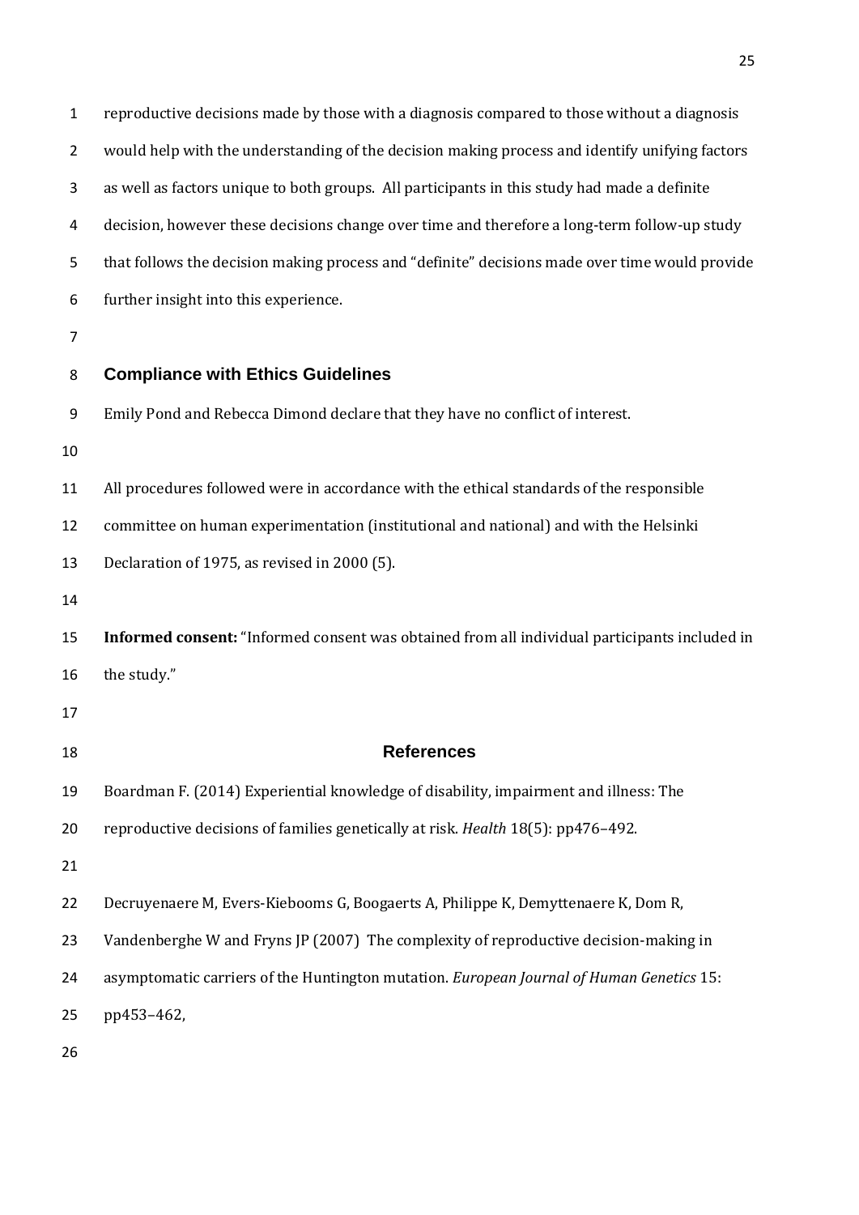reproductive decisions made by those with a diagnosis compared to those without a diagnosis would help with the understanding of the decision making process and identify unifying factors as well as factors unique to both groups. All participants in this study had made a definite decision, however these decisions change over time and therefore a long-term follow-up study that follows the decision making process and "definite" decisions made over time would provide further insight into this experience.

## Compliance with Ethics Guidelines

Emily Pond and Rebecca Dimond declare that they have no conflict of interest.

All procedures followed were in accordance with the ethical standards of the responsible committee on human experimentation (institutional and national) and with the Helsinki Declaration of 1975, as revised in 2000 (5).

**Informed consent:** "Informed consent was obtained from all individual participants included in the study."

## References

Boardman F. (2014) Experiential knowledge of disability, impairment and illness: The reproductive decisions of families genetically at risk. *Health* 18(5): pp476–492.

Decruyenaere M, Evers-Kiebooms G, Boogaerts A, Philippe K, Demyttenaere K, Dom R, Vandenberghe W and Fryns JP (2007) The complexity of reproductive decision-making in asymptomatic carriers of the Huntington mutation. *European Journal of Human Genetics* 15: pp453–462,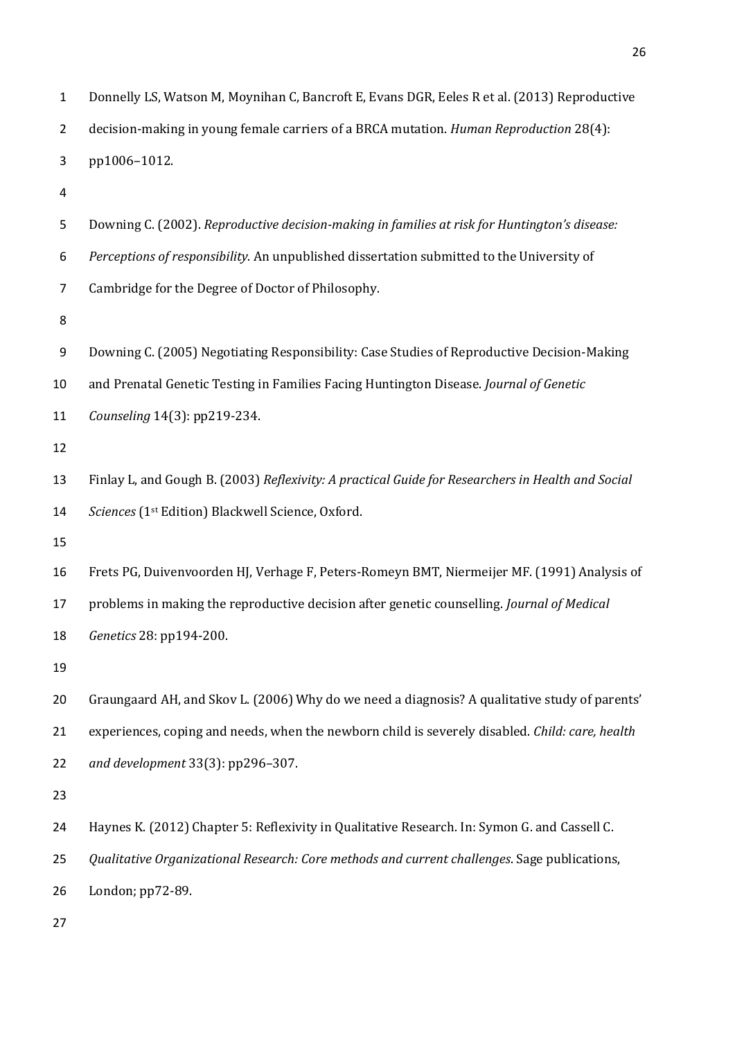Donnelly LS, Watson M, Moynihan C, Bancroft E, Evans DGR, Eeles R et al. (2013) Reproductive decision-making in young female carriers of a BRCA mutation. *Human Reproduction* 28(4): pp1006–1012.

Downing C. (2002). *Reproductive decision-making in families at risk for Huntington's disease: Perceptions of responsibility*. An unpublished dissertation submitted to the University of Cambridge for the Degree of Doctor of Philosophy.

Downing C. (2005) Negotiating Responsibility: Case Studies of Reproductive Decision-Making and Prenatal Genetic Testing in Families Facing Huntington Disease. *Journal of Genetic Counseling* 14(3): pp219-234.

Finlay L, and Gough B. (2003) *Reflexivity: A practical Guide for Researchers in Health and Social Sciences* (1st Edition) Blackwell Science, Oxford.

Frets PG, Duivenvoorden HJ, Verhage F, Peters-Romeyn BMT, Niermeijer MF. (1991) Analysis of problems in making the reproductive decision after genetic counselling. *Journal of Medical Genetics* 28: pp194-200.

Graungaard AH, and Skov L. (2006) Why do we need a diagnosis? A qualitative study of parents' experiences, coping and needs, when the newborn child is severely disabled. *Child: care, health and development* 33(3): pp296–307.

Haynes K. (2012) Chapter 5: Reflexivity in Qualitative Research. In: Symon G. and Cassell C. *Qualitative Organizational Research: Core methods and current challenges*. Sage publications, London; pp72-89.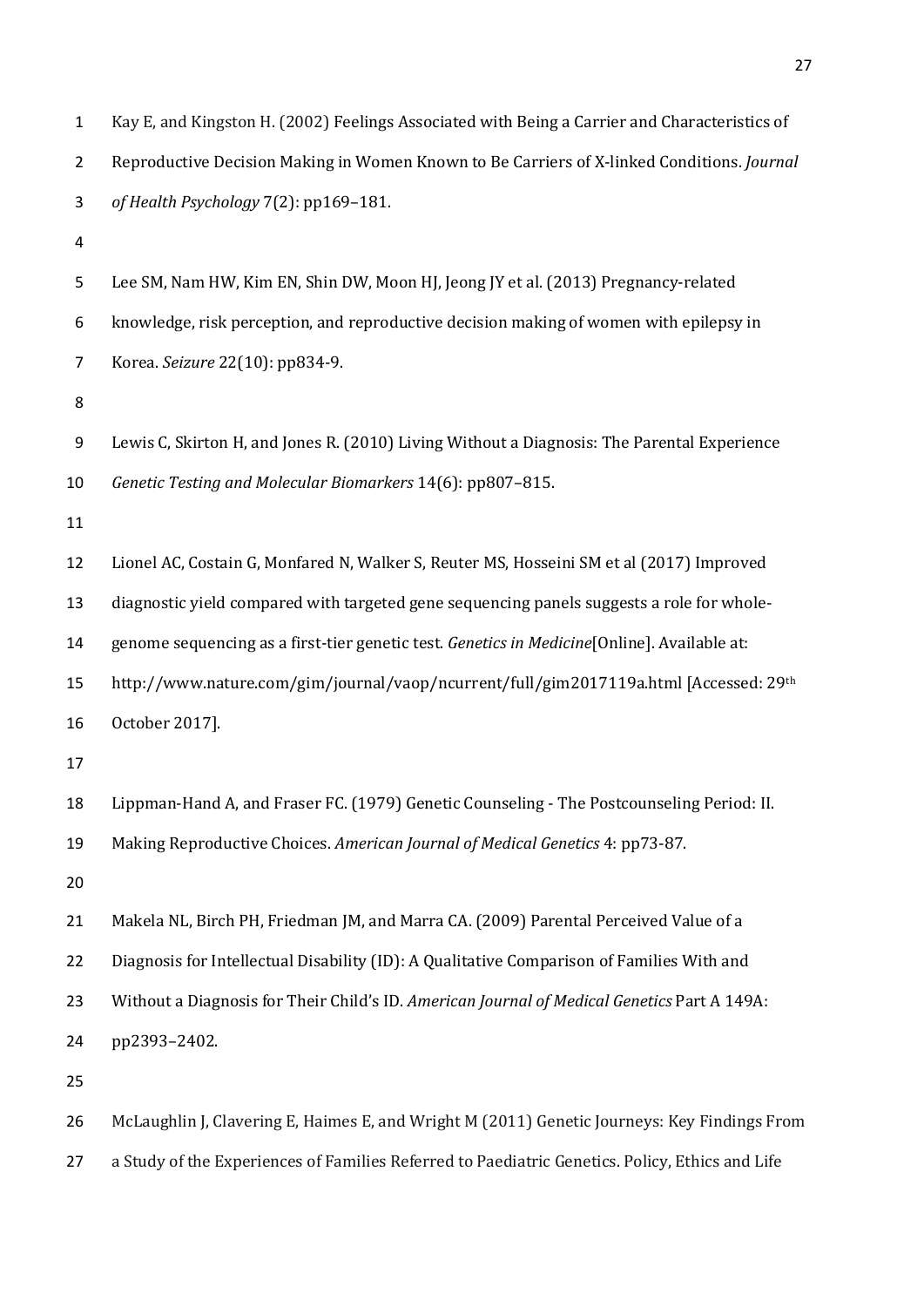Kay E, and Kingston H. (2002) Feelings Associated with Being a Carrier and Characteristics of Reproductive Decision Making in Women Known to Be Carriers of X-linked Conditions. *Journal of Health Psychology* 7(2): pp169–181.

Lee SM, Nam HW, Kim EN, Shin DW, Moon HJ, Jeong JY et al. (2013) Pregnancy-related knowledge, risk perception, and reproductive decision making of women with epilepsy in Korea. *Seizure* 22(10): pp834-9.

Lewis C, Skirton H, and Jones R. (2010) Living Without a Diagnosis: The Parental Experience *Genetic Testing and Molecular Biomarkers* 14(6): pp807–815.

Lionel AC, Costain G, Monfared N, Walker S, Reuter MS, Hosseini SM et al (2017) Improved diagnostic yield compared with targeted gene sequencing panels suggests a role for whole-genome sequencing as a first-tier genetic test. *Genetics in Medicine*[Online]. Available at: http://www.nature.com/gim/journal/vaop/ncurrent/full/gim2017119a.html [Accessed: 29th October 2017].

Lippman-Hand A, and Fraser FC. (1979) Genetic Counseling - The Postcounseling Period: II. Making Reproductive Choices. *American Journal of Medical Genetics* 4: pp73-87.

Makela NL, Birch PH, Friedman JM, and Marra CA. (2009) Parental Perceived Value of a Diagnosis for Intellectual Disability (ID): A Qualitative Comparison of Families With and Without a Diagnosis for Their Child's ID. *American Journal of Medical Genetics* Part A 149A: pp2393–2402.

McLaughlin J, Clavering E, Haimes E, and Wright M (2011) Genetic Journeys: Key Findings From a Study of the Experiences of Families Referred to Paediatric Genetics. Policy, Ethics and Life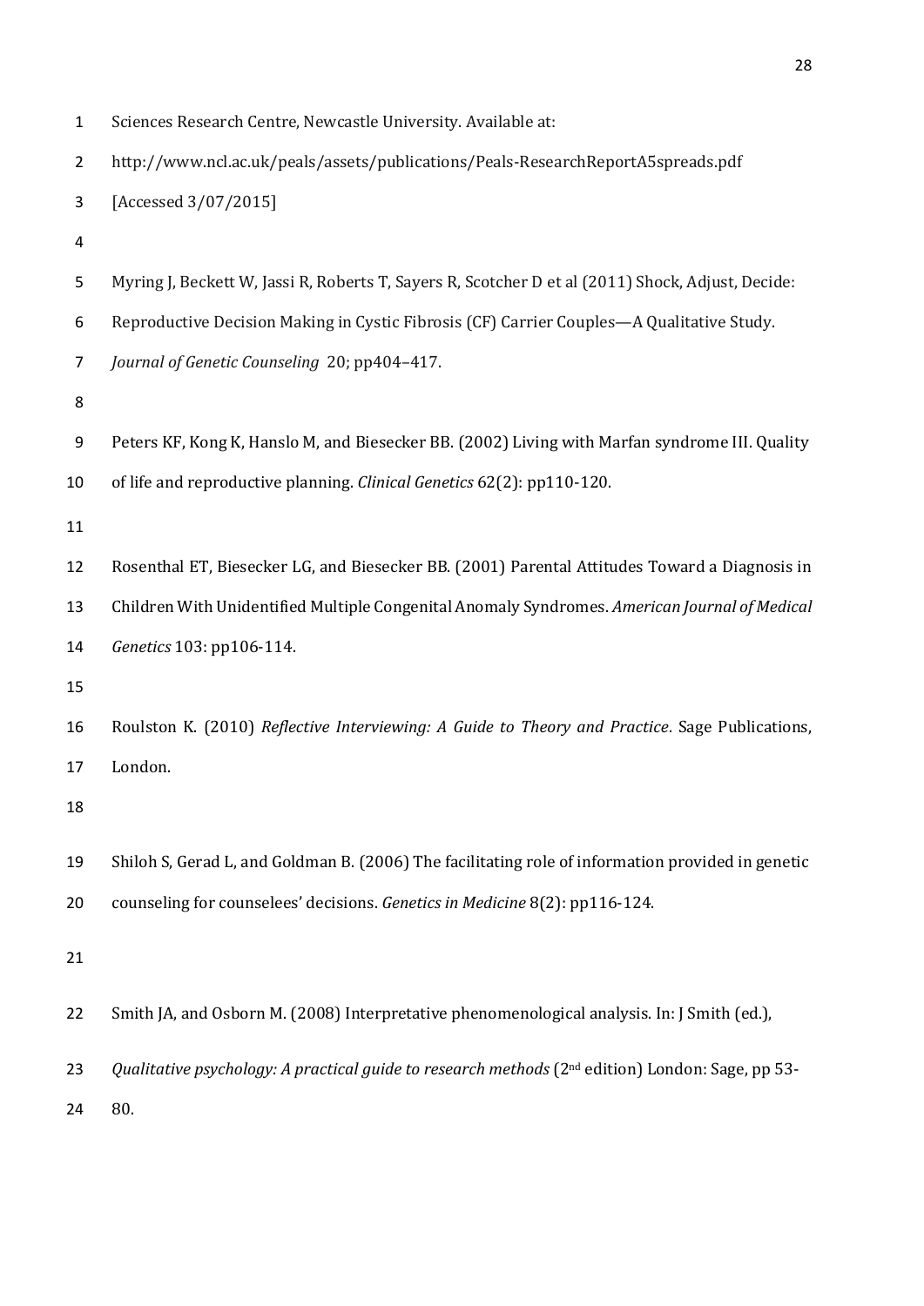Sciences Research Centre, Newcastle University. Available at: http://www.ncl.ac.uk/peals/assets/publications/Peals-ResearchReportA5spreads.pdf [Accessed 3/07/2015]

Myring J, Beckett W, Jassi R, Roberts T, Sayers R, Scotcher D et al (2011) Shock, Adjust, Decide: Reproductive Decision Making in Cystic Fibrosis (CF) Carrier Couples—A Qualitative Study. *Journal of Genetic Counseling* 20; pp404–417.

Peters KF, Kong K, Hanslo M, and Biesecker BB. (2002) Living with Marfan syndrome III. Quality of life and reproductive planning. *Clinical Genetics* 62(2): pp110-120.

Rosenthal ET, Biesecker LG, and Biesecker BB. (2001) Parental Attitudes Toward a Diagnosis in Children With Unidentified Multiple Congenital Anomaly Syndromes. *American Journal of Medical Genetics* 103: pp106-114.

Roulston K. (2010) *Reflective Interviewing: A Guide to Theory and Practice*. Sage Publications, London.

Shiloh S, Gerad L, and Goldman B. (2006) The facilitating role of information provided in genetic counseling for counselees' decisions. *Genetics in Medicine* 8(2): pp116-124.

Smith JA, and Osborn M. (2008) Interpretative phenomenological analysis. In: J Smith (ed.), *Qualitative psychology: A practical guide to research methods* (2nd edition) London: Sage, pp 53-80.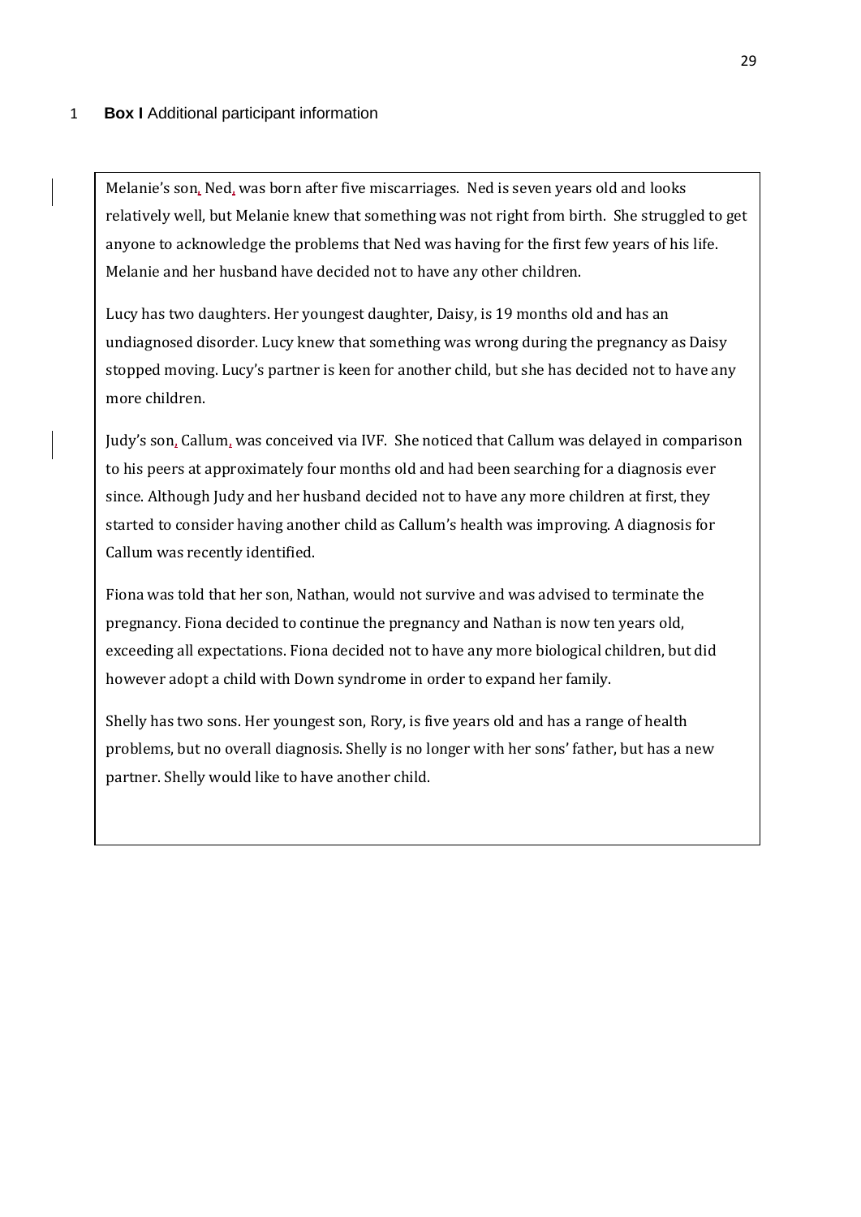**Box I** Additional participant information

Melanie's son, Ned, was born after five miscarriages. Ned is seven years old and looks relatively well, but Melanie knew that something was not right from birth. She struggled to get anyone to acknowledge the problems that Ned was having for the first few years of his life. Melanie and her husband have decided not to have any other children.

Lucy has two daughters. Her youngest daughter, Daisy, is 19 months old and has an undiagnosed disorder. Lucy knew that something was wrong during the pregnancy as Daisy stopped moving. Lucy's partner is keen for another child, but she has decided not to have any more children.

Judy's son, Callum, was conceived via IVF. She noticed that Callum was delayed in comparison to his peers at approximately four months old and had been searching for a diagnosis ever since. Although Judy and her husband decided not to have any more children at first, they started to consider having another child as Callum's health was improving. A diagnosis for Callum was recently identified.

Fiona was told that her son, Nathan, would not survive and was advised to terminate the pregnancy. Fiona decided to continue the pregnancy and Nathan is now ten years old, exceeding all expectations. Fiona decided not to have any more biological children, but did however adopt a child with Down syndrome in order to expand her family.

Shelly has two sons. Her youngest son, Rory, is five years old and has a range of health problems, but no overall diagnosis. Shelly is no longer with her sons' father, but has a new partner. Shelly would like to have another child.